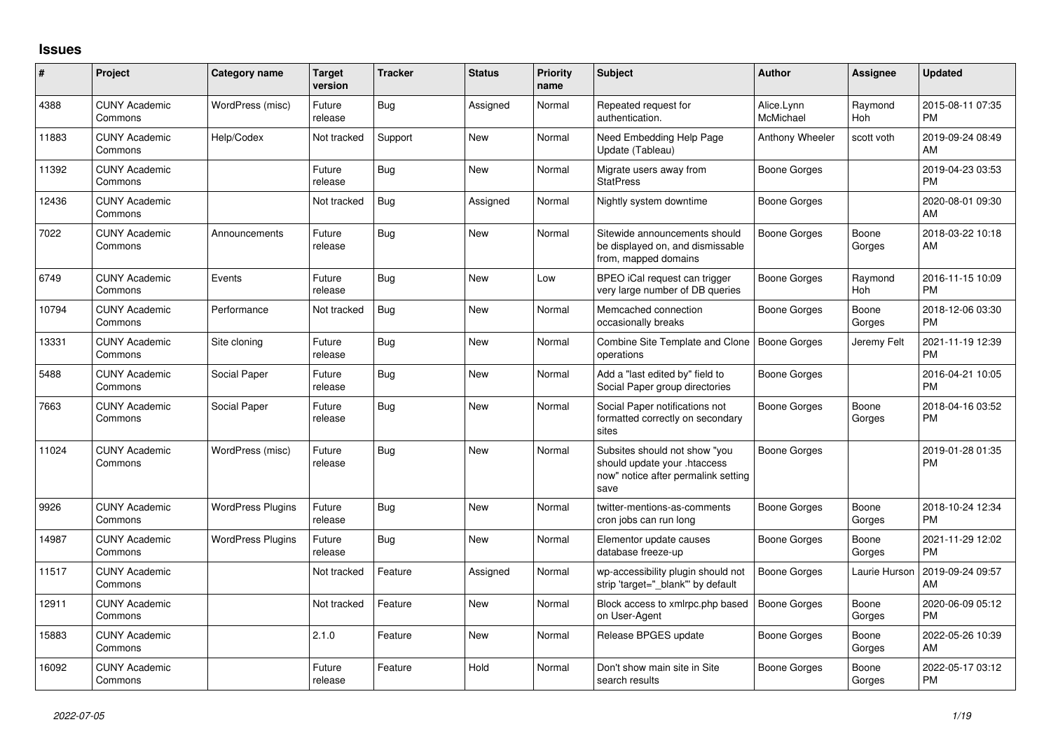## Issues

| # | Project | Category name | Target version | Tracker | Status | Priority name | Subject | Author | Assignee | Updated |
|---|---|---|---|---|---|---|---|---|---|---|
| 4388 | CUNY Academic Commons | WordPress (misc) | Future release | Bug | Assigned | Normal | Repeated request for authentication. | Alice.Lynn McMichael | Raymond Hoh | 2015-08-11 07:35 PM |
| 11883 | CUNY Academic Commons | Help/Codex | Not tracked | Support | New | Normal | Need Embedding Help Page Update (Tableau) | Anthony Wheeler | scott voth | 2019-09-24 08:49 AM |
| 11392 | CUNY Academic Commons | | Future release | Bug | New | Normal | Migrate users away from StatPress | Boone Gorges | | 2019-04-23 03:53 PM |
| 12436 | CUNY Academic Commons | | Not tracked | Bug | Assigned | Normal | Nightly system downtime | Boone Gorges | | 2020-08-01 09:30 AM |
| 7022 | CUNY Academic Commons | Announcements | Future release | Bug | New | Normal | Sitewide announcements should be displayed on, and dismissable from, mapped domains | Boone Gorges | Boone Gorges | 2018-03-22 10:18 AM |
| 6749 | CUNY Academic Commons | Events | Future release | Bug | New | Low | BPEO iCal request can trigger very large number of DB queries | Boone Gorges | Raymond Hoh | 2016-11-15 10:09 PM |
| 10794 | CUNY Academic Commons | Performance | Not tracked | Bug | New | Normal | Memcached connection occasionally breaks | Boone Gorges | Boone Gorges | 2018-12-06 03:30 PM |
| 13331 | CUNY Academic Commons | Site cloning | Future release | Bug | New | Normal | Combine Site Template and Clone operations | Boone Gorges | Jeremy Felt | 2021-11-19 12:39 PM |
| 5488 | CUNY Academic Commons | Social Paper | Future release | Bug | New | Normal | Add a "last edited by" field to Social Paper group directories | Boone Gorges | | 2016-04-21 10:05 PM |
| 7663 | CUNY Academic Commons | Social Paper | Future release | Bug | New | Normal | Social Paper notifications not formatted correctly on secondary sites | Boone Gorges | Boone Gorges | 2018-04-16 03:52 PM |
| 11024 | CUNY Academic Commons | WordPress (misc) | Future release | Bug | New | Normal | Subsites should not show "you should update your .htaccess now" notice after permalink setting save | Boone Gorges | | 2019-01-28 01:35 PM |
| 9926 | CUNY Academic Commons | WordPress Plugins | Future release | Bug | New | Normal | twitter-mentions-as-comments cron jobs can run long | Boone Gorges | Boone Gorges | 2018-10-24 12:34 PM |
| 14987 | CUNY Academic Commons | WordPress Plugins | Future release | Bug | New | Normal | Elementor update causes database freeze-up | Boone Gorges | Boone Gorges | 2021-11-29 12:02 PM |
| 11517 | CUNY Academic Commons | | Not tracked | Feature | Assigned | Normal | wp-accessibility plugin should not strip 'target="_blank"' by default | Boone Gorges | Laurie Hurson | 2019-09-24 09:57 AM |
| 12911 | CUNY Academic Commons | | Not tracked | Feature | New | Normal | Block access to xmlrpc.php based on User-Agent | Boone Gorges | Boone Gorges | 2020-06-09 05:12 PM |
| 15883 | CUNY Academic Commons | | 2.1.0 | Feature | New | Normal | Release BPGES update | Boone Gorges | Boone Gorges | 2022-05-26 10:39 AM |
| 16092 | CUNY Academic Commons | | Future release | Feature | Hold | Normal | Don't show main site in Site search results | Boone Gorges | Boone Gorges | 2022-05-17 03:12 PM |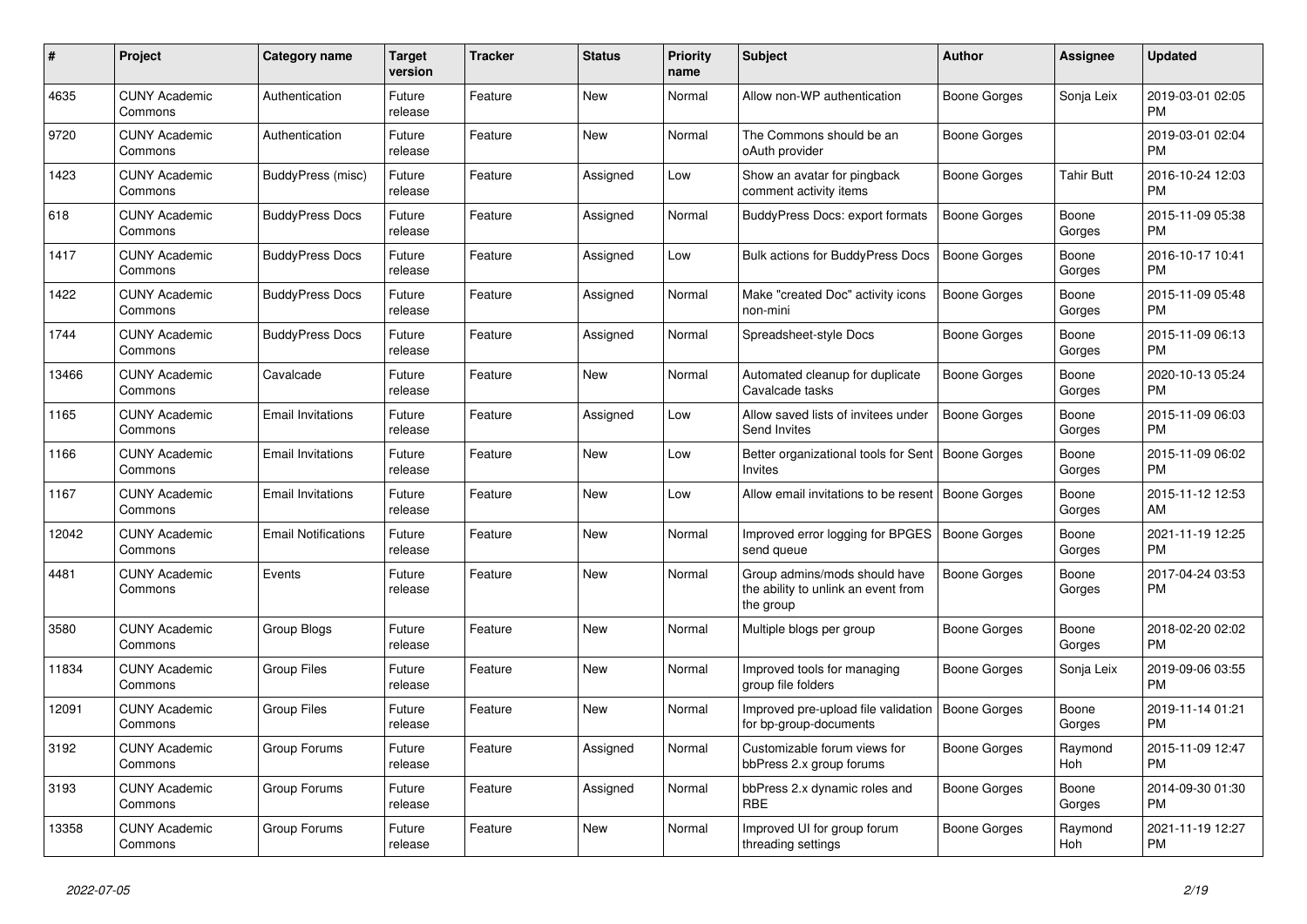| # | Project | Category name | Target version | Tracker | Status | Priority name | Subject | Author | Assignee | Updated |
|---|---|---|---|---|---|---|---|---|---|---|
| 4635 | CUNY Academic Commons | Authentication | Future release | Feature | New | Normal | Allow non-WP authentication | Boone Gorges | Sonja Leix | 2019-03-01 02:05 PM |
| 9720 | CUNY Academic Commons | Authentication | Future release | Feature | New | Normal | The Commons should be an oAuth provider | Boone Gorges | | 2019-03-01 02:04 PM |
| 1423 | CUNY Academic Commons | BuddyPress (misc) | Future release | Feature | Assigned | Low | Show an avatar for pingback comment activity items | Boone Gorges | Tahir Butt | 2016-10-24 12:03 PM |
| 618 | CUNY Academic Commons | BuddyPress Docs | Future release | Feature | Assigned | Normal | BuddyPress Docs: export formats | Boone Gorges | Boone Gorges | 2015-11-09 05:38 PM |
| 1417 | CUNY Academic Commons | BuddyPress Docs | Future release | Feature | Assigned | Low | Bulk actions for BuddyPress Docs | Boone Gorges | Boone Gorges | 2016-10-17 10:41 PM |
| 1422 | CUNY Academic Commons | BuddyPress Docs | Future release | Feature | Assigned | Normal | Make "created Doc" activity icons non-mini | Boone Gorges | Boone Gorges | 2015-11-09 05:48 PM |
| 1744 | CUNY Academic Commons | BuddyPress Docs | Future release | Feature | Assigned | Normal | Spreadsheet-style Docs | Boone Gorges | Boone Gorges | 2015-11-09 06:13 PM |
| 13466 | CUNY Academic Commons | Cavalcade | Future release | Feature | New | Normal | Automated cleanup for duplicate Cavalcade tasks | Boone Gorges | Boone Gorges | 2020-10-13 05:24 PM |
| 1165 | CUNY Academic Commons | Email Invitations | Future release | Feature | Assigned | Low | Allow saved lists of invitees under Send Invites | Boone Gorges | Boone Gorges | 2015-11-09 06:03 PM |
| 1166 | CUNY Academic Commons | Email Invitations | Future release | Feature | New | Low | Better organizational tools for Sent Invites | Boone Gorges | Boone Gorges | 2015-11-09 06:02 PM |
| 1167 | CUNY Academic Commons | Email Invitations | Future release | Feature | New | Low | Allow email invitations to be resent | Boone Gorges | Boone Gorges | 2015-11-12 12:53 AM |
| 12042 | CUNY Academic Commons | Email Notifications | Future release | Feature | New | Normal | Improved error logging for BPGES send queue | Boone Gorges | Boone Gorges | 2021-11-19 12:25 PM |
| 4481 | CUNY Academic Commons | Events | Future release | Feature | New | Normal | Group admins/mods should have the ability to unlink an event from the group | Boone Gorges | Boone Gorges | 2017-04-24 03:53 PM |
| 3580 | CUNY Academic Commons | Group Blogs | Future release | Feature | New | Normal | Multiple blogs per group | Boone Gorges | Boone Gorges | 2018-02-20 02:02 PM |
| 11834 | CUNY Academic Commons | Group Files | Future release | Feature | New | Normal | Improved tools for managing group file folders | Boone Gorges | Sonja Leix | 2019-09-06 03:55 PM |
| 12091 | CUNY Academic Commons | Group Files | Future release | Feature | New | Normal | Improved pre-upload file validation for bp-group-documents | Boone Gorges | Boone Gorges | 2019-11-14 01:21 PM |
| 3192 | CUNY Academic Commons | Group Forums | Future release | Feature | Assigned | Normal | Customizable forum views for bbPress 2.x group forums | Boone Gorges | Raymond Hoh | 2015-11-09 12:47 PM |
| 3193 | CUNY Academic Commons | Group Forums | Future release | Feature | Assigned | Normal | bbPress 2.x dynamic roles and RBE | Boone Gorges | Boone Gorges | 2014-09-30 01:30 PM |
| 13358 | CUNY Academic Commons | Group Forums | Future release | Feature | New | Normal | Improved UI for group forum threading settings | Boone Gorges | Raymond Hoh | 2021-11-19 12:27 PM |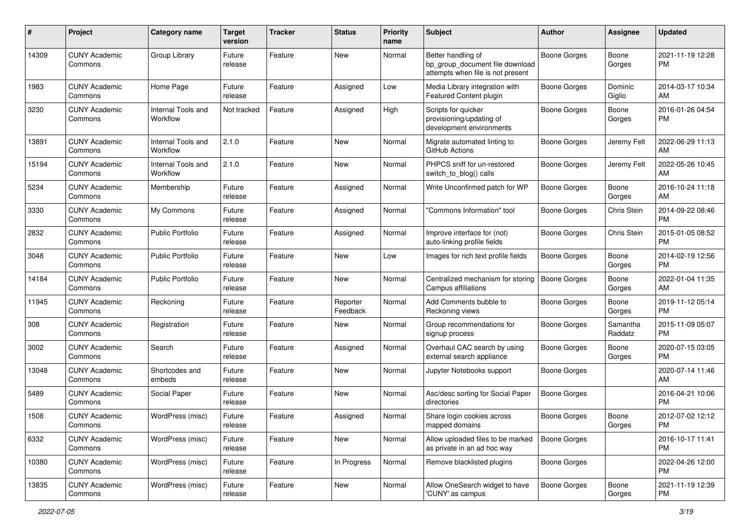| # | Project | Category name | Target version | Tracker | Status | Priority name | Subject | Author | Assignee | Updated |
|---|---|---|---|---|---|---|---|---|---|---|
| 14309 | CUNY Academic Commons | Group Library | Future release | Feature | New | Normal | Better handling of bp_group_document file download attempts when file is not present | Boone Gorges | Boone Gorges | 2021-11-19 12:28 PM |
| 1983 | CUNY Academic Commons | Home Page | Future release | Feature | Assigned | Low | Media Library integration with Featured Content plugin | Boone Gorges | Dominic Giglio | 2014-03-17 10:34 AM |
| 3230 | CUNY Academic Commons | Internal Tools and Workflow | Not tracked | Feature | Assigned | High | Scripts for quicker provisioning/updating of development environments | Boone Gorges | Boone Gorges | 2016-01-26 04:54 PM |
| 13891 | CUNY Academic Commons | Internal Tools and Workflow | 2.1.0 | Feature | New | Normal | Migrate automated linting to GitHub Actions | Boone Gorges | Jeremy Felt | 2022-06-29 11:13 AM |
| 15194 | CUNY Academic Commons | Internal Tools and Workflow | 2.1.0 | Feature | New | Normal | PHPCS sniff for un-restored switch_to_blog() calls | Boone Gorges | Jeremy Felt | 2022-05-26 10:45 AM |
| 5234 | CUNY Academic Commons | Membership | Future release | Feature | Assigned | Normal | Write Unconfirmed patch for WP | Boone Gorges | Boone Gorges | 2016-10-24 11:18 AM |
| 3330 | CUNY Academic Commons | My Commons | Future release | Feature | Assigned | Normal | "Commons Information" tool | Boone Gorges | Chris Stein | 2014-09-22 08:46 PM |
| 2832 | CUNY Academic Commons | Public Portfolio | Future release | Feature | Assigned | Normal | Improve interface for (not) auto-linking profile fields | Boone Gorges | Chris Stein | 2015-01-05 08:52 PM |
| 3048 | CUNY Academic Commons | Public Portfolio | Future release | Feature | New | Low | Images for rich text profile fields | Boone Gorges | Boone Gorges | 2014-02-19 12:56 PM |
| 14184 | CUNY Academic Commons | Public Portfolio | Future release | Feature | New | Normal | Centralized mechanism for storing Campus affiliations | Boone Gorges | Boone Gorges | 2022-01-04 11:35 AM |
| 11945 | CUNY Academic Commons | Reckoning | Future release | Feature | Reporter Feedback | Normal | Add Comments bubble to Reckoning views | Boone Gorges | Boone Gorges | 2019-11-12 05:14 PM |
| 308 | CUNY Academic Commons | Registration | Future release | Feature | New | Normal | Group recommendations for signup process | Boone Gorges | Samantha Raddatz | 2015-11-09 05:07 PM |
| 3002 | CUNY Academic Commons | Search | Future release | Feature | Assigned | Normal | Overhaul CAC search by using external search appliance | Boone Gorges | Boone Gorges | 2020-07-15 03:05 PM |
| 13048 | CUNY Academic Commons | Shortcodes and embeds | Future release | Feature | New | Normal | Jupyter Notebooks support | Boone Gorges | | 2020-07-14 11:46 AM |
| 5489 | CUNY Academic Commons | Social Paper | Future release | Feature | New | Normal | Asc/desc sorting for Social Paper directories | Boone Gorges | | 2016-04-21 10:06 PM |
| 1508 | CUNY Academic Commons | WordPress (misc) | Future release | Feature | Assigned | Normal | Share login cookies across mapped domains | Boone Gorges | Boone Gorges | 2012-07-02 12:12 PM |
| 6332 | CUNY Academic Commons | WordPress (misc) | Future release | Feature | New | Normal | Allow uploaded files to be marked as private in an ad hoc way | Boone Gorges | | 2016-10-17 11:41 PM |
| 10380 | CUNY Academic Commons | WordPress (misc) | Future release | Feature | In Progress | Normal | Remove blacklisted plugins | Boone Gorges | | 2022-04-26 12:00 PM |
| 13835 | CUNY Academic Commons | WordPress (misc) | Future release | Feature | New | Normal | Allow OneSearch widget to have 'CUNY' as campus | Boone Gorges | Boone Gorges | 2021-11-19 12:39 PM |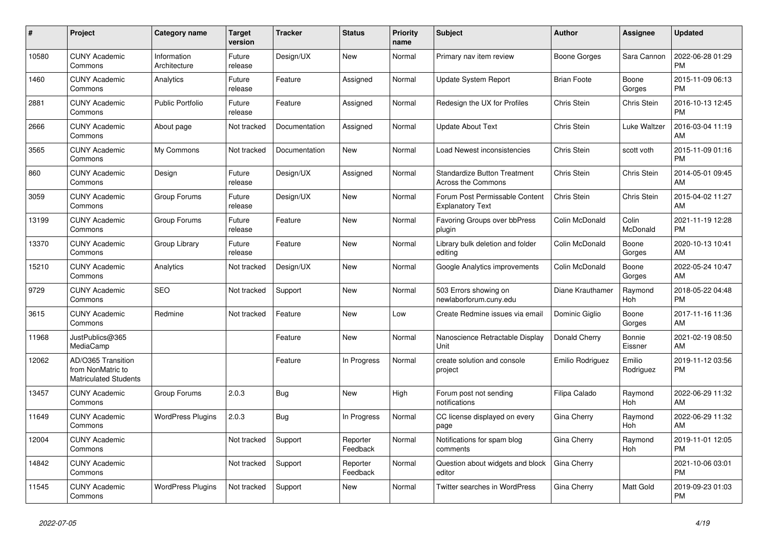| # | Project | Category name | Target version | Tracker | Status | Priority name | Subject | Author | Assignee | Updated |
|---|---|---|---|---|---|---|---|---|---|---|
| 10580 | CUNY Academic Commons | Information Architecture | Future release | Design/UX | New | Normal | Primary nav item review | Boone Gorges | Sara Cannon | 2022-06-28 01:29 PM |
| 1460 | CUNY Academic Commons | Analytics | Future release | Feature | Assigned | Normal | Update System Report | Brian Foote | Boone Gorges | 2015-11-09 06:13 PM |
| 2881 | CUNY Academic Commons | Public Portfolio | Future release | Feature | Assigned | Normal | Redesign the UX for Profiles | Chris Stein | Chris Stein | 2016-10-13 12:45 PM |
| 2666 | CUNY Academic Commons | About page | Not tracked | Documentation | Assigned | Normal | Update About Text | Chris Stein | Luke Waltzer | 2016-03-04 11:19 AM |
| 3565 | CUNY Academic Commons | My Commons | Not tracked | Documentation | New | Normal | Load Newest inconsistencies | Chris Stein | scott voth | 2015-11-09 01:16 PM |
| 860 | CUNY Academic Commons | Design | Future release | Design/UX | Assigned | Normal | Standardize Button Treatment Across the Commons | Chris Stein | Chris Stein | 2014-05-01 09:45 AM |
| 3059 | CUNY Academic Commons | Group Forums | Future release | Design/UX | New | Normal | Forum Post Permissable Content Explanatory Text | Chris Stein | Chris Stein | 2015-04-02 11:27 AM |
| 13199 | CUNY Academic Commons | Group Forums | Future release | Feature | New | Normal | Favoring Groups over bbPress plugin | Colin McDonald | Colin McDonald | 2021-11-19 12:28 PM |
| 13370 | CUNY Academic Commons | Group Library | Future release | Feature | New | Normal | Library bulk deletion and folder editing | Colin McDonald | Boone Gorges | 2020-10-13 10:41 AM |
| 15210 | CUNY Academic Commons | Analytics | Not tracked | Design/UX | New | Normal | Google Analytics improvements | Colin McDonald | Boone Gorges | 2022-05-24 10:47 AM |
| 9729 | CUNY Academic Commons | SEO | Not tracked | Support | New | Normal | 503 Errors showing on newlaborforum.cuny.edu | Diane Krauthamer | Raymond Hoh | 2018-05-22 04:48 PM |
| 3615 | CUNY Academic Commons | Redmine | Not tracked | Feature | New | Low | Create Redmine issues via email | Dominic Giglio | Boone Gorges | 2017-11-16 11:36 AM |
| 11968 | JustPublics@365 MediaCamp | | | Feature | New | Normal | Nanoscience Retractable Display Unit | Donald Cherry | Bonnie Eissner | 2021-02-19 08:50 AM |
| 12062 | AD/O365 Transition from NonMatric to Matriculated Students | | | Feature | In Progress | Normal | create solution and console project | Emilio Rodriguez | Emilio Rodriguez | 2019-11-12 03:56 PM |
| 13457 | CUNY Academic Commons | Group Forums | 2.0.3 | Bug | New | High | Forum post not sending notifications | Filipa Calado | Raymond Hoh | 2022-06-29 11:32 AM |
| 11649 | CUNY Academic Commons | WordPress Plugins | 2.0.3 | Bug | In Progress | Normal | CC license displayed on every page | Gina Cherry | Raymond Hoh | 2022-06-29 11:32 AM |
| 12004 | CUNY Academic Commons | | Not tracked | Support | Reporter Feedback | Normal | Notifications for spam blog comments | Gina Cherry | Raymond Hoh | 2019-11-01 12:05 PM |
| 14842 | CUNY Academic Commons | | Not tracked | Support | Reporter Feedback | Normal | Question about widgets and block editor | Gina Cherry | | 2021-10-06 03:01 PM |
| 11545 | CUNY Academic Commons | WordPress Plugins | Not tracked | Support | New | Normal | Twitter searches in WordPress | Gina Cherry | Matt Gold | 2019-09-23 01:03 PM |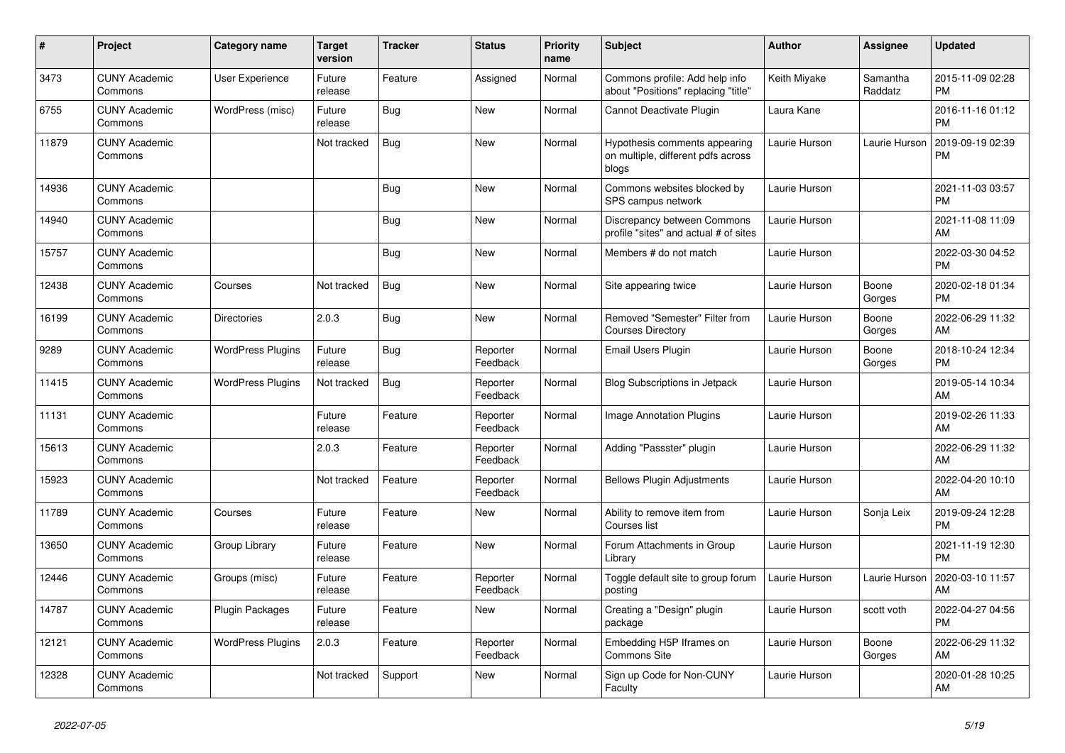| # | Project | Category name | Target version | Tracker | Status | Priority name | Subject | Author | Assignee | Updated |
|---|---|---|---|---|---|---|---|---|---|---|
| 3473 | CUNY Academic Commons | User Experience | Future release | Feature | Assigned | Normal | Commons profile: Add help info about "Positions" replacing "title" | Keith Miyake | Samantha Raddatz | 2015-11-09 02:28 PM |
| 6755 | CUNY Academic Commons | WordPress (misc) | Future release | Bug | New | Normal | Cannot Deactivate Plugin | Laura Kane | | 2016-11-16 01:12 PM |
| 11879 | CUNY Academic Commons | | Not tracked | Bug | New | Normal | Hypothesis comments appearing on multiple, different pdfs across blogs | Laurie Hurson | Laurie Hurson | 2019-09-19 02:39 PM |
| 14936 | CUNY Academic Commons | | | Bug | New | Normal | Commons websites blocked by SPS campus network | Laurie Hurson | | 2021-11-03 03:57 PM |
| 14940 | CUNY Academic Commons | | | Bug | New | Normal | Discrepancy between Commons profile "sites" and actual # of sites | Laurie Hurson | | 2021-11-08 11:09 AM |
| 15757 | CUNY Academic Commons | | | Bug | New | Normal | Members # do not match | Laurie Hurson | | 2022-03-30 04:52 PM |
| 12438 | CUNY Academic Commons | Courses | Not tracked | Bug | New | Normal | Site appearing twice | Laurie Hurson | Boone Gorges | 2020-02-18 01:34 PM |
| 16199 | CUNY Academic Commons | Directories | 2.0.3 | Bug | New | Normal | Removed "Semester" Filter from Courses Directory | Laurie Hurson | Boone Gorges | 2022-06-29 11:32 AM |
| 9289 | CUNY Academic Commons | WordPress Plugins | Future release | Bug | Reporter Feedback | Normal | Email Users Plugin | Laurie Hurson | Boone Gorges | 2018-10-24 12:34 PM |
| 11415 | CUNY Academic Commons | WordPress Plugins | Not tracked | Bug | Reporter Feedback | Normal | Blog Subscriptions in Jetpack | Laurie Hurson | | 2019-05-14 10:34 AM |
| 11131 | CUNY Academic Commons | | Future release | Feature | Reporter Feedback | Normal | Image Annotation Plugins | Laurie Hurson | | 2019-02-26 11:33 AM |
| 15613 | CUNY Academic Commons | | 2.0.3 | Feature | Reporter Feedback | Normal | Adding "Passster" plugin | Laurie Hurson | | 2022-06-29 11:32 AM |
| 15923 | CUNY Academic Commons | | Not tracked | Feature | Reporter Feedback | Normal | Bellows Plugin Adjustments | Laurie Hurson | | 2022-04-20 10:10 AM |
| 11789 | CUNY Academic Commons | Courses | Future release | Feature | New | Normal | Ability to remove item from Courses list | Laurie Hurson | Sonja Leix | 2019-09-24 12:28 PM |
| 13650 | CUNY Academic Commons | Group Library | Future release | Feature | New | Normal | Forum Attachments in Group Library | Laurie Hurson | | 2021-11-19 12:30 PM |
| 12446 | CUNY Academic Commons | Groups (misc) | Future release | Feature | Reporter Feedback | Normal | Toggle default site to group forum posting | Laurie Hurson | Laurie Hurson | 2020-03-10 11:57 AM |
| 14787 | CUNY Academic Commons | Plugin Packages | Future release | Feature | New | Normal | Creating a "Design" plugin package | Laurie Hurson | scott voth | 2022-04-27 04:56 PM |
| 12121 | CUNY Academic Commons | WordPress Plugins | 2.0.3 | Feature | Reporter Feedback | Normal | Embedding H5P Iframes on Commons Site | Laurie Hurson | Boone Gorges | 2022-06-29 11:32 AM |
| 12328 | CUNY Academic Commons | | Not tracked | Support | New | Normal | Sign up Code for Non-CUNY Faculty | Laurie Hurson | | 2020-01-28 10:25 AM |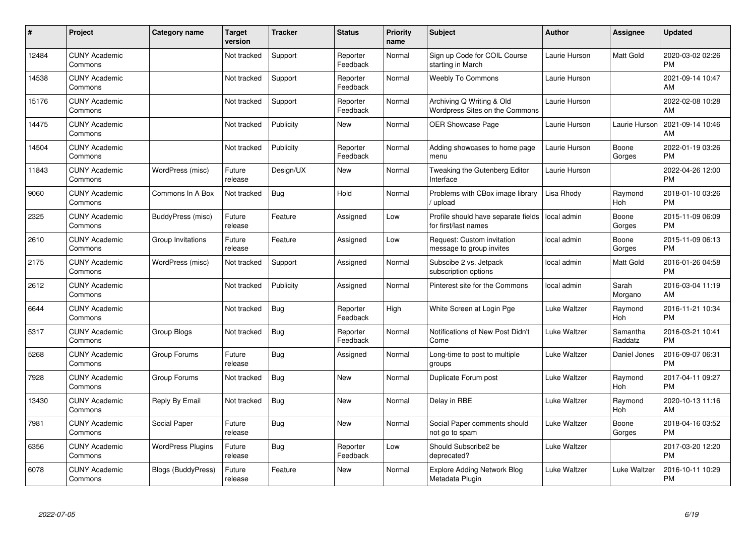| # | Project | Category name | Target version | Tracker | Status | Priority name | Subject | Author | Assignee | Updated |
|---|---|---|---|---|---|---|---|---|---|---|
| 12484 | CUNY Academic Commons | | Not tracked | Support | Reporter Feedback | Normal | Sign up Code for COIL Course starting in March | Laurie Hurson | Matt Gold | 2020-03-02 02:26 PM |
| 14538 | CUNY Academic Commons | | Not tracked | Support | Reporter Feedback | Normal | Weebly To Commons | Laurie Hurson | | 2021-09-14 10:47 AM |
| 15176 | CUNY Academic Commons | | Not tracked | Support | Reporter Feedback | Normal | Archiving Q Writing & Old Wordpress Sites on the Commons | Laurie Hurson | | 2022-02-08 10:28 AM |
| 14475 | CUNY Academic Commons | | Not tracked | Publicity | New | Normal | OER Showcase Page | Laurie Hurson | Laurie Hurson | 2021-09-14 10:46 AM |
| 14504 | CUNY Academic Commons | | Not tracked | Publicity | Reporter Feedback | Normal | Adding showcases to home page menu | Laurie Hurson | Boone Gorges | 2022-01-19 03:26 PM |
| 11843 | CUNY Academic Commons | WordPress (misc) | Future release | Design/UX | New | Normal | Tweaking the Gutenberg Editor Interface | Laurie Hurson | | 2022-04-26 12:00 PM |
| 9060 | CUNY Academic Commons | Commons In A Box | Not tracked | Bug | Hold | Normal | Problems with CBox image library / upload | Lisa Rhody | Raymond Hoh | 2018-01-10 03:26 PM |
| 2325 | CUNY Academic Commons | BuddyPress (misc) | Future release | Feature | Assigned | Low | Profile should have separate fields for first/last names | local admin | Boone Gorges | 2015-11-09 06:09 PM |
| 2610 | CUNY Academic Commons | Group Invitations | Future release | Feature | Assigned | Low | Request: Custom invitation message to group invites | local admin | Boone Gorges | 2015-11-09 06:13 PM |
| 2175 | CUNY Academic Commons | WordPress (misc) | Not tracked | Support | Assigned | Normal | Subscibe 2 vs. Jetpack subscription options | local admin | Matt Gold | 2016-01-26 04:58 PM |
| 2612 | CUNY Academic Commons | | Not tracked | Publicity | Assigned | Normal | Pinterest site for the Commons | local admin | Sarah Morgano | 2016-03-04 11:19 AM |
| 6644 | CUNY Academic Commons | | Not tracked | Bug | Reporter Feedback | High | White Screen at Login Pge | Luke Waltzer | Raymond Hoh | 2016-11-21 10:34 PM |
| 5317 | CUNY Academic Commons | Group Blogs | Not tracked | Bug | Reporter Feedback | Normal | Notifications of New Post Didn't Come | Luke Waltzer | Samantha Raddatz | 2016-03-21 10:41 PM |
| 5268 | CUNY Academic Commons | Group Forums | Future release | Bug | Assigned | Normal | Long-time to post to multiple groups | Luke Waltzer | Daniel Jones | 2016-09-07 06:31 PM |
| 7928 | CUNY Academic Commons | Group Forums | Not tracked | Bug | New | Normal | Duplicate Forum post | Luke Waltzer | Raymond Hoh | 2017-04-11 09:27 PM |
| 13430 | CUNY Academic Commons | Reply By Email | Not tracked | Bug | New | Normal | Delay in RBE | Luke Waltzer | Raymond Hoh | 2020-10-13 11:16 AM |
| 7981 | CUNY Academic Commons | Social Paper | Future release | Bug | New | Normal | Social Paper comments should not go to spam | Luke Waltzer | Boone Gorges | 2018-04-16 03:52 PM |
| 6356 | CUNY Academic Commons | WordPress Plugins | Future release | Bug | Reporter Feedback | Low | Should Subscribe2 be deprecated? | Luke Waltzer | | 2017-03-20 12:20 PM |
| 6078 | CUNY Academic Commons | Blogs (BuddyPress) | Future release | Feature | New | Normal | Explore Adding Network Blog Metadata Plugin | Luke Waltzer | Luke Waltzer | 2016-10-11 10:29 PM |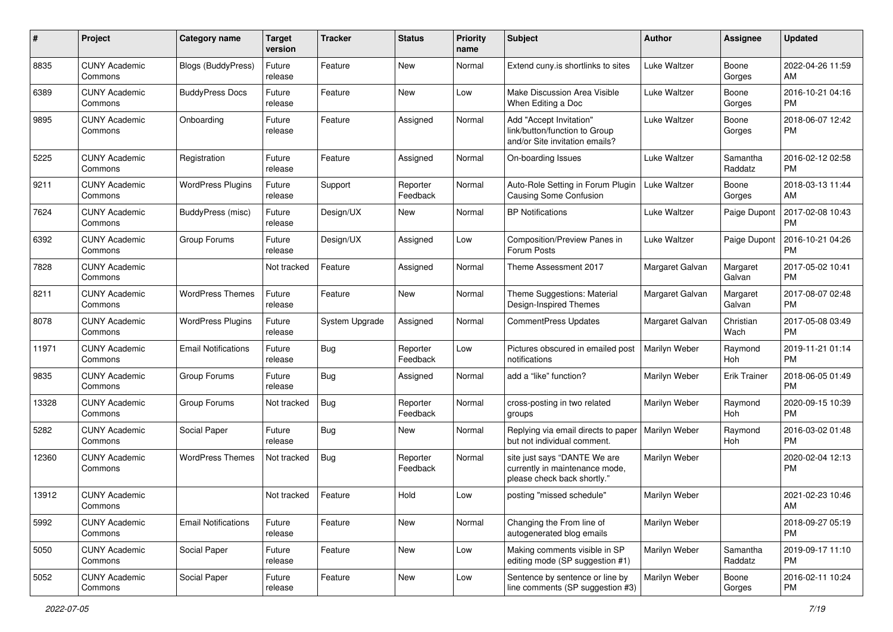| # | Project | Category name | Target version | Tracker | Status | Priority name | Subject | Author | Assignee | Updated |
|---|---|---|---|---|---|---|---|---|---|---|
| 8835 | CUNY Academic Commons | Blogs (BuddyPress) | Future release | Feature | New | Normal | Extend cuny.is shortlinks to sites | Luke Waltzer | Boone Gorges | 2022-04-26 11:59 AM |
| 6389 | CUNY Academic Commons | BuddyPress Docs | Future release | Feature | New | Low | Make Discussion Area Visible When Editing a Doc | Luke Waltzer | Boone Gorges | 2016-10-21 04:16 PM |
| 9895 | CUNY Academic Commons | Onboarding | Future release | Feature | Assigned | Normal | Add "Accept Invitation" link/button/function to Group and/or Site invitation emails? | Luke Waltzer | Boone Gorges | 2018-06-07 12:42 PM |
| 5225 | CUNY Academic Commons | Registration | Future release | Feature | Assigned | Normal | On-boarding Issues | Luke Waltzer | Samantha Raddatz | 2016-02-12 02:58 PM |
| 9211 | CUNY Academic Commons | WordPress Plugins | Future release | Support | Reporter Feedback | Normal | Auto-Role Setting in Forum Plugin Causing Some Confusion | Luke Waltzer | Boone Gorges | 2018-03-13 11:44 AM |
| 7624 | CUNY Academic Commons | BuddyPress (misc) | Future release | Design/UX | New | Normal | BP Notifications | Luke Waltzer | Paige Dupont | 2017-02-08 10:43 PM |
| 6392 | CUNY Academic Commons | Group Forums | Future release | Design/UX | Assigned | Low | Composition/Preview Panes in Forum Posts | Luke Waltzer | Paige Dupont | 2016-10-21 04:26 PM |
| 7828 | CUNY Academic Commons | | Not tracked | Feature | Assigned | Normal | Theme Assessment 2017 | Margaret Galvan | Margaret Galvan | 2017-05-02 10:41 PM |
| 8211 | CUNY Academic Commons | WordPress Themes | Future release | Feature | New | Normal | Theme Suggestions: Material Design-Inspired Themes | Margaret Galvan | Margaret Galvan | 2017-08-07 02:48 PM |
| 8078 | CUNY Academic Commons | WordPress Plugins | Future release | System Upgrade | Assigned | Normal | CommentPress Updates | Margaret Galvan | Christian Wach | 2017-05-08 03:49 PM |
| 11971 | CUNY Academic Commons | Email Notifications | Future release | Bug | Reporter Feedback | Low | Pictures obscured in emailed post notifications | Marilyn Weber | Raymond Hoh | 2019-11-21 01:14 PM |
| 9835 | CUNY Academic Commons | Group Forums | Future release | Bug | Assigned | Normal | add a "like" function? | Marilyn Weber | Erik Trainer | 2018-06-05 01:49 PM |
| 13328 | CUNY Academic Commons | Group Forums | Not tracked | Bug | Reporter Feedback | Normal | cross-posting in two related groups | Marilyn Weber | Raymond Hoh | 2020-09-15 10:39 PM |
| 5282 | CUNY Academic Commons | Social Paper | Future release | Bug | New | Normal | Replying via email directs to paper but not individual comment. | Marilyn Weber | Raymond Hoh | 2016-03-02 01:48 PM |
| 12360 | CUNY Academic Commons | WordPress Themes | Not tracked | Bug | Reporter Feedback | Normal | site just says "DANTE We are currently in maintenance mode, please check back shortly." | Marilyn Weber | | 2020-02-04 12:13 PM |
| 13912 | CUNY Academic Commons | | Not tracked | Feature | Hold | Low | posting "missed schedule" | Marilyn Weber | | 2021-02-23 10:46 AM |
| 5992 | CUNY Academic Commons | Email Notifications | Future release | Feature | New | Normal | Changing the From line of autogenerated blog emails | Marilyn Weber | | 2018-09-27 05:19 PM |
| 5050 | CUNY Academic Commons | Social Paper | Future release | Feature | New | Low | Making comments visible in SP editing mode (SP suggestion #1) | Marilyn Weber | Samantha Raddatz | 2019-09-17 11:10 PM |
| 5052 | CUNY Academic Commons | Social Paper | Future release | Feature | New | Low | Sentence by sentence or line by line comments (SP suggestion #3) | Marilyn Weber | Boone Gorges | 2016-02-11 10:24 PM |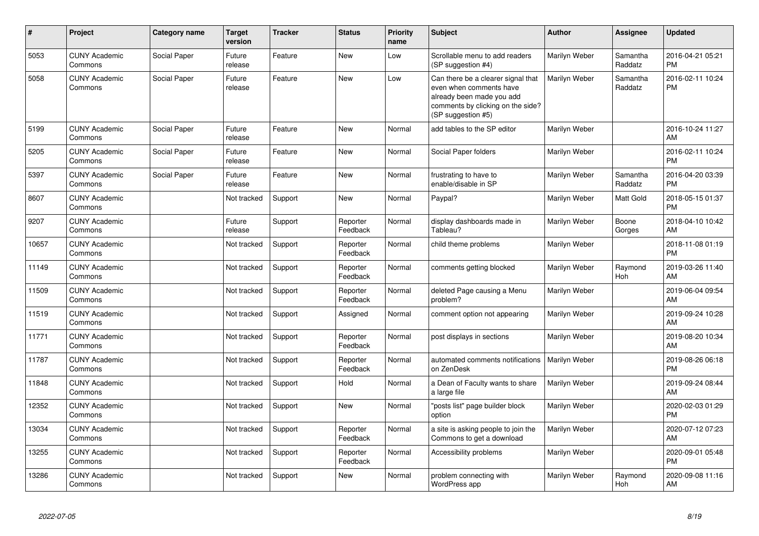| # | Project | Category name | Target version | Tracker | Status | Priority name | Subject | Author | Assignee | Updated |
|---|---|---|---|---|---|---|---|---|---|---|
| 5053 | CUNY Academic Commons | Social Paper | Future release | Feature | New | Low | Scrollable menu to add readers (SP suggestion #4) | Marilyn Weber | Samantha Raddatz | 2016-04-21 05:21 PM |
| 5058 | CUNY Academic Commons | Social Paper | Future release | Feature | New | Low | Can there be a clearer signal that even when comments have already been made you add comments by clicking on the side? (SP suggestion #5) | Marilyn Weber | Samantha Raddatz | 2016-02-11 10:24 PM |
| 5199 | CUNY Academic Commons | Social Paper | Future release | Feature | New | Normal | add tables to the SP editor | Marilyn Weber | | 2016-10-24 11:27 AM |
| 5205 | CUNY Academic Commons | Social Paper | Future release | Feature | New | Normal | Social Paper folders | Marilyn Weber | | 2016-02-11 10:24 PM |
| 5397 | CUNY Academic Commons | Social Paper | Future release | Feature | New | Normal | frustrating to have to enable/disable in SP | Marilyn Weber | Samantha Raddatz | 2016-04-20 03:39 PM |
| 8607 | CUNY Academic Commons | | Not tracked | Support | New | Normal | Paypal? | Marilyn Weber | Matt Gold | 2018-05-15 01:37 PM |
| 9207 | CUNY Academic Commons | | Future release | Support | Reporter Feedback | Normal | display dashboards made in Tableau? | Marilyn Weber | Boone Gorges | 2018-04-10 10:42 AM |
| 10657 | CUNY Academic Commons | | Not tracked | Support | Reporter Feedback | Normal | child theme problems | Marilyn Weber | | 2018-11-08 01:19 PM |
| 11149 | CUNY Academic Commons | | Not tracked | Support | Reporter Feedback | Normal | comments getting blocked | Marilyn Weber | Raymond Hoh | 2019-03-26 11:40 AM |
| 11509 | CUNY Academic Commons | | Not tracked | Support | Reporter Feedback | Normal | deleted Page causing a Menu problem? | Marilyn Weber | | 2019-06-04 09:54 AM |
| 11519 | CUNY Academic Commons | | Not tracked | Support | Assigned | Normal | comment option not appearing | Marilyn Weber | | 2019-09-24 10:28 AM |
| 11771 | CUNY Academic Commons | | Not tracked | Support | Reporter Feedback | Normal | post displays in sections | Marilyn Weber | | 2019-08-20 10:34 AM |
| 11787 | CUNY Academic Commons | | Not tracked | Support | Reporter Feedback | Normal | automated comments notifications on ZenDesk | Marilyn Weber | | 2019-08-26 06:18 PM |
| 11848 | CUNY Academic Commons | | Not tracked | Support | Hold | Normal | a Dean of Faculty wants to share a large file | Marilyn Weber | | 2019-09-24 08:44 AM |
| 12352 | CUNY Academic Commons | | Not tracked | Support | New | Normal | "posts list" page builder block option | Marilyn Weber | | 2020-02-03 01:29 PM |
| 13034 | CUNY Academic Commons | | Not tracked | Support | Reporter Feedback | Normal | a site is asking people to join the Commons to get a download | Marilyn Weber | | 2020-07-12 07:23 AM |
| 13255 | CUNY Academic Commons | | Not tracked | Support | Reporter Feedback | Normal | Accessibility problems | Marilyn Weber | | 2020-09-01 05:48 PM |
| 13286 | CUNY Academic Commons | | Not tracked | Support | New | Normal | problem connecting with WordPress app | Marilyn Weber | Raymond Hoh | 2020-09-08 11:16 AM |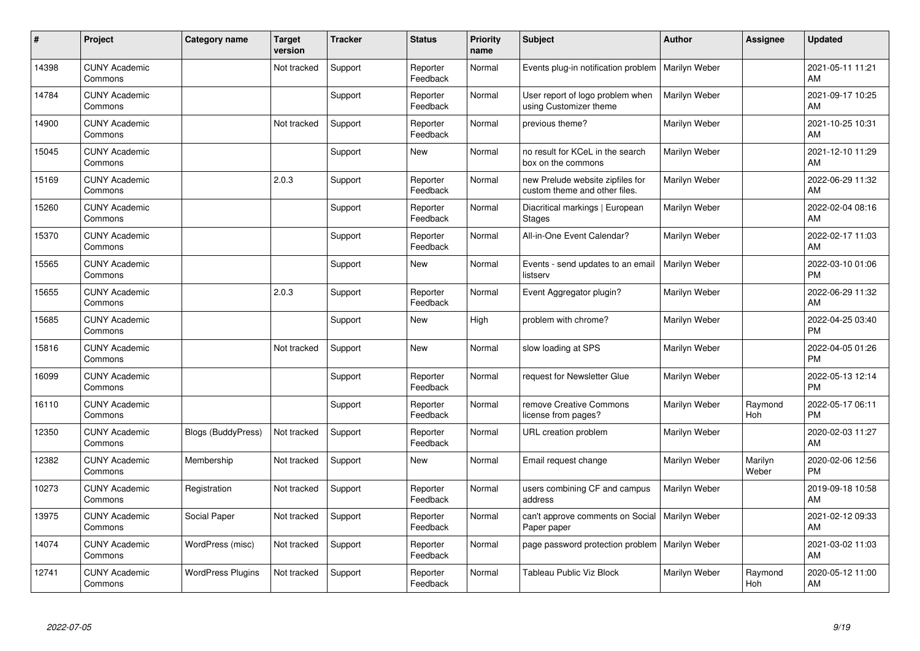| # | Project | Category name | Target version | Tracker | Status | Priority name | Subject | Author | Assignee | Updated |
|---|---|---|---|---|---|---|---|---|---|---|
| 14398 | CUNY Academic Commons | | Not tracked | Support | Reporter Feedback | Normal | Events plug-in notification problem | Marilyn Weber | | 2021-05-11 11:21 AM |
| 14784 | CUNY Academic Commons | | | Support | Reporter Feedback | Normal | User report of logo problem when using Customizer theme | Marilyn Weber | | 2021-09-17 10:25 AM |
| 14900 | CUNY Academic Commons | | Not tracked | Support | Reporter Feedback | Normal | previous theme? | Marilyn Weber | | 2021-10-25 10:31 AM |
| 15045 | CUNY Academic Commons | | | Support | New | Normal | no result for KCeL in the search box on the commons | Marilyn Weber | | 2021-12-10 11:29 AM |
| 15169 | CUNY Academic Commons | | 2.0.3 | Support | Reporter Feedback | Normal | new Prelude website zipfiles for custom theme and other files. | Marilyn Weber | | 2022-06-29 11:32 AM |
| 15260 | CUNY Academic Commons | | | Support | Reporter Feedback | Normal | Diacritical markings \| European Stages | Marilyn Weber | | 2022-02-04 08:16 AM |
| 15370 | CUNY Academic Commons | | | Support | Reporter Feedback | Normal | All-in-One Event Calendar? | Marilyn Weber | | 2022-02-17 11:03 AM |
| 15565 | CUNY Academic Commons | | | Support | New | Normal | Events - send updates to an email listserv | Marilyn Weber | | 2022-03-10 01:06 PM |
| 15655 | CUNY Academic Commons | | 2.0.3 | Support | Reporter Feedback | Normal | Event Aggregator plugin? | Marilyn Weber | | 2022-06-29 11:32 AM |
| 15685 | CUNY Academic Commons | | | Support | New | High | problem with chrome? | Marilyn Weber | | 2022-04-25 03:40 PM |
| 15816 | CUNY Academic Commons | | Not tracked | Support | New | Normal | slow loading at SPS | Marilyn Weber | | 2022-04-05 01:26 PM |
| 16099 | CUNY Academic Commons | | | Support | Reporter Feedback | Normal | request for Newsletter Glue | Marilyn Weber | | 2022-05-13 12:14 PM |
| 16110 | CUNY Academic Commons | | | Support | Reporter Feedback | Normal | remove Creative Commons license from pages? | Marilyn Weber | Raymond Hoh | 2022-05-17 06:11 PM |
| 12350 | CUNY Academic Commons | Blogs (BuddyPress) | Not tracked | Support | Reporter Feedback | Normal | URL creation problem | Marilyn Weber | | 2020-02-03 11:27 AM |
| 12382 | CUNY Academic Commons | Membership | Not tracked | Support | New | Normal | Email request change | Marilyn Weber | Marilyn Weber | 2020-02-06 12:56 PM |
| 10273 | CUNY Academic Commons | Registration | Not tracked | Support | Reporter Feedback | Normal | users combining CF and campus address | Marilyn Weber | | 2019-09-18 10:58 AM |
| 13975 | CUNY Academic Commons | Social Paper | Not tracked | Support | Reporter Feedback | Normal | can't approve comments on Social Paper paper | Marilyn Weber | | 2021-02-12 09:33 AM |
| 14074 | CUNY Academic Commons | WordPress (misc) | Not tracked | Support | Reporter Feedback | Normal | page password protection problem | Marilyn Weber | | 2021-03-02 11:03 AM |
| 12741 | CUNY Academic Commons | WordPress Plugins | Not tracked | Support | Reporter Feedback | Normal | Tableau Public Viz Block | Marilyn Weber | Raymond Hoh | 2020-05-12 11:00 AM |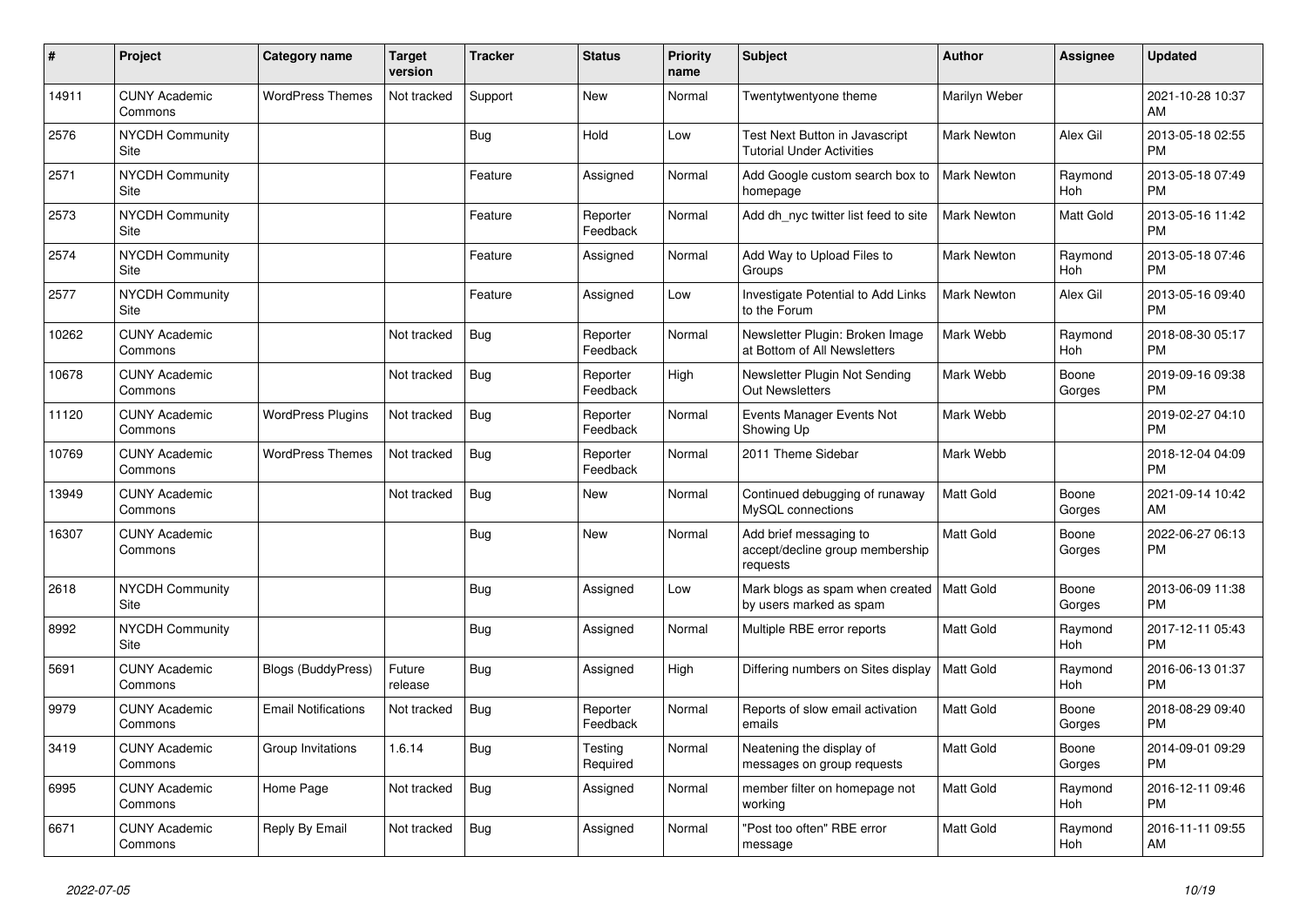| # | Project | Category name | Target version | Tracker | Status | Priority name | Subject | Author | Assignee | Updated |
|---|---|---|---|---|---|---|---|---|---|---|
| 14911 | CUNY Academic Commons | WordPress Themes | Not tracked | Support | New | Normal | Twentytwentyone theme | Marilyn Weber | | 2021-10-28 10:37 AM |
| 2576 | NYCDH Community Site | | | Bug | Hold | Low | Test Next Button in Javascript Tutorial Under Activities | Mark Newton | Alex Gil | 2013-05-18 02:55 PM |
| 2571 | NYCDH Community Site | | | Feature | Assigned | Normal | Add Google custom search box to homepage | Mark Newton | Raymond Hoh | 2013-05-18 07:49 PM |
| 2573 | NYCDH Community Site | | | Feature | Reporter Feedback | Normal | Add dh_nyc twitter list feed to site | Mark Newton | Matt Gold | 2013-05-16 11:42 PM |
| 2574 | NYCDH Community Site | | | Feature | Assigned | Normal | Add Way to Upload Files to Groups | Mark Newton | Raymond Hoh | 2013-05-18 07:46 PM |
| 2577 | NYCDH Community Site | | | Feature | Assigned | Low | Investigate Potential to Add Links to the Forum | Mark Newton | Alex Gil | 2013-05-16 09:40 PM |
| 10262 | CUNY Academic Commons | | Not tracked | Bug | Reporter Feedback | Normal | Newsletter Plugin: Broken Image at Bottom of All Newsletters | Mark Webb | Raymond Hoh | 2018-08-30 05:17 PM |
| 10678 | CUNY Academic Commons | | Not tracked | Bug | Reporter Feedback | High | Newsletter Plugin Not Sending Out Newsletters | Mark Webb | Boone Gorges | 2019-09-16 09:38 PM |
| 11120 | CUNY Academic Commons | WordPress Plugins | Not tracked | Bug | Reporter Feedback | Normal | Events Manager Events Not Showing Up | Mark Webb | | 2019-02-27 04:10 PM |
| 10769 | CUNY Academic Commons | WordPress Themes | Not tracked | Bug | Reporter Feedback | Normal | 2011 Theme Sidebar | Mark Webb | | 2018-12-04 04:09 PM |
| 13949 | CUNY Academic Commons | | Not tracked | Bug | New | Normal | Continued debugging of runaway MySQL connections | Matt Gold | Boone Gorges | 2021-09-14 10:42 AM |
| 16307 | CUNY Academic Commons | | | Bug | New | Normal | Add brief messaging to accept/decline group membership requests | Matt Gold | Boone Gorges | 2022-06-27 06:13 PM |
| 2618 | NYCDH Community Site | | | Bug | Assigned | Low | Mark blogs as spam when created by users marked as spam | Matt Gold | Boone Gorges | 2013-06-09 11:38 PM |
| 8992 | NYCDH Community Site | | | Bug | Assigned | Normal | Multiple RBE error reports | Matt Gold | Raymond Hoh | 2017-12-11 05:43 PM |
| 5691 | CUNY Academic Commons | Blogs (BuddyPress) | Future release | Bug | Assigned | High | Differing numbers on Sites display | Matt Gold | Raymond Hoh | 2016-06-13 01:37 PM |
| 9979 | CUNY Academic Commons | Email Notifications | Not tracked | Bug | Reporter Feedback | Normal | Reports of slow email activation emails | Matt Gold | Boone Gorges | 2018-08-29 09:40 PM |
| 3419 | CUNY Academic Commons | Group Invitations | 1.6.14 | Bug | Testing Required | Normal | Neatening the display of messages on group requests | Matt Gold | Boone Gorges | 2014-09-01 09:29 PM |
| 6995 | CUNY Academic Commons | Home Page | Not tracked | Bug | Assigned | Normal | member filter on homepage not working | Matt Gold | Raymond Hoh | 2016-12-11 09:46 PM |
| 6671 | CUNY Academic Commons | Reply By Email | Not tracked | Bug | Assigned | Normal | "Post too often" RBE error message | Matt Gold | Raymond Hoh | 2016-11-11 09:55 AM |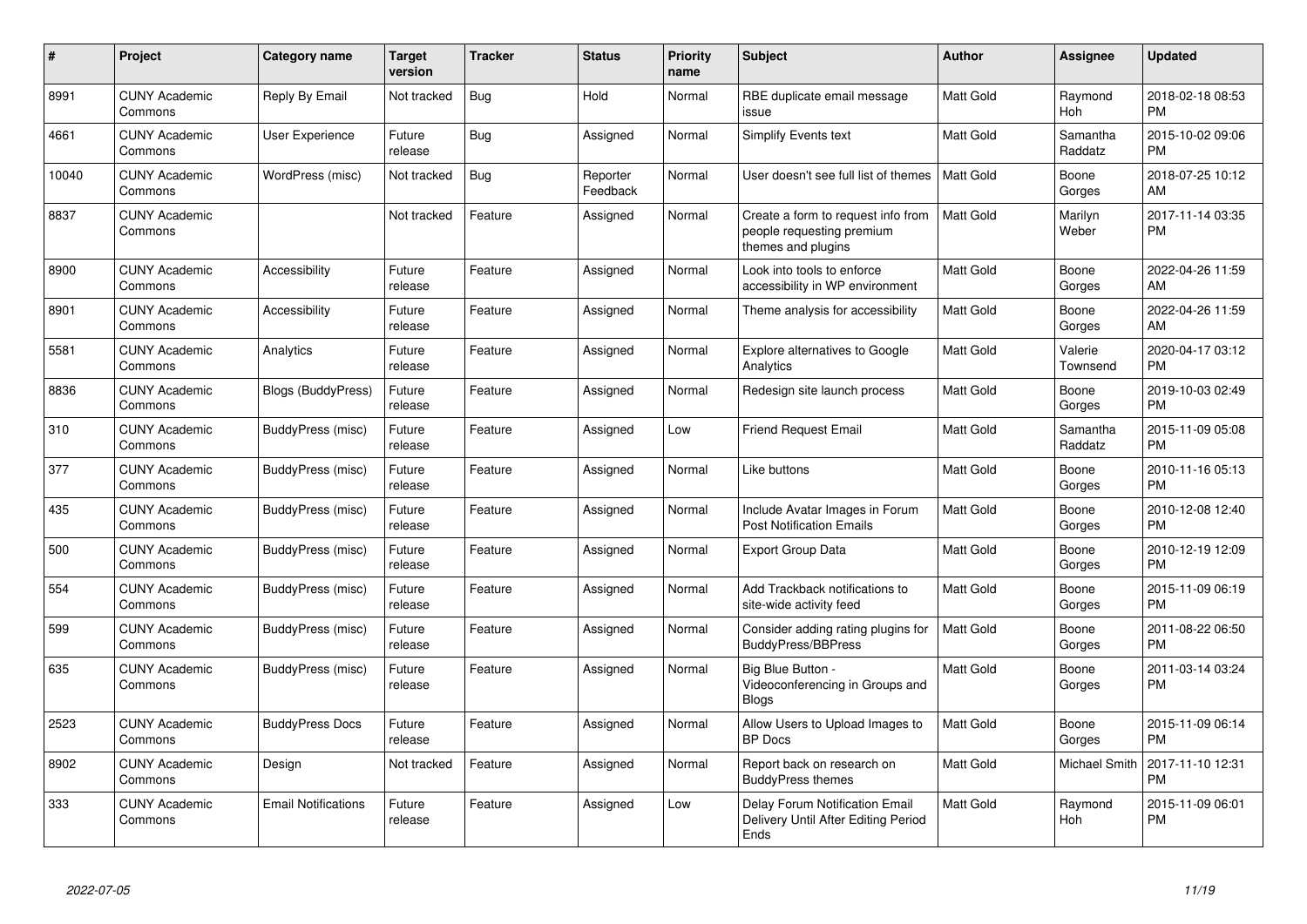| # | Project | Category name | Target version | Tracker | Status | Priority name | Subject | Author | Assignee | Updated |
|---|---|---|---|---|---|---|---|---|---|---|
| 8991 | CUNY Academic Commons | Reply By Email | Not tracked | Bug | Hold | Normal | RBE duplicate email message issue | Matt Gold | Raymond Hoh | 2018-02-18 08:53 PM |
| 4661 | CUNY Academic Commons | User Experience | Future release | Bug | Assigned | Normal | Simplify Events text | Matt Gold | Samantha Raddatz | 2015-10-02 09:06 PM |
| 10040 | CUNY Academic Commons | WordPress (misc) | Not tracked | Bug | Reporter Feedback | Normal | User doesn't see full list of themes | Matt Gold | Boone Gorges | 2018-07-25 10:12 AM |
| 8837 | CUNY Academic Commons | | Not tracked | Feature | Assigned | Normal | Create a form to request info from people requesting premium themes and plugins | Matt Gold | Marilyn Weber | 2017-11-14 03:35 PM |
| 8900 | CUNY Academic Commons | Accessibility | Future release | Feature | Assigned | Normal | Look into tools to enforce accessibility in WP environment | Matt Gold | Boone Gorges | 2022-04-26 11:59 AM |
| 8901 | CUNY Academic Commons | Accessibility | Future release | Feature | Assigned | Normal | Theme analysis for accessibility | Matt Gold | Boone Gorges | 2022-04-26 11:59 AM |
| 5581 | CUNY Academic Commons | Analytics | Future release | Feature | Assigned | Normal | Explore alternatives to Google Analytics | Matt Gold | Valerie Townsend | 2020-04-17 03:12 PM |
| 8836 | CUNY Academic Commons | Blogs (BuddyPress) | Future release | Feature | Assigned | Normal | Redesign site launch process | Matt Gold | Boone Gorges | 2019-10-03 02:49 PM |
| 310 | CUNY Academic Commons | BuddyPress (misc) | Future release | Feature | Assigned | Low | Friend Request Email | Matt Gold | Samantha Raddatz | 2015-11-09 05:08 PM |
| 377 | CUNY Academic Commons | BuddyPress (misc) | Future release | Feature | Assigned | Normal | Like buttons | Matt Gold | Boone Gorges | 2010-11-16 05:13 PM |
| 435 | CUNY Academic Commons | BuddyPress (misc) | Future release | Feature | Assigned | Normal | Include Avatar Images in Forum Post Notification Emails | Matt Gold | Boone Gorges | 2010-12-08 12:40 PM |
| 500 | CUNY Academic Commons | BuddyPress (misc) | Future release | Feature | Assigned | Normal | Export Group Data | Matt Gold | Boone Gorges | 2010-12-19 12:09 PM |
| 554 | CUNY Academic Commons | BuddyPress (misc) | Future release | Feature | Assigned | Normal | Add Trackback notifications to site-wide activity feed | Matt Gold | Boone Gorges | 2015-11-09 06:19 PM |
| 599 | CUNY Academic Commons | BuddyPress (misc) | Future release | Feature | Assigned | Normal | Consider adding rating plugins for BuddyPress/BBPress | Matt Gold | Boone Gorges | 2011-08-22 06:50 PM |
| 635 | CUNY Academic Commons | BuddyPress (misc) | Future release | Feature | Assigned | Normal | Big Blue Button - Videoconferencing in Groups and Blogs | Matt Gold | Boone Gorges | 2011-03-14 03:24 PM |
| 2523 | CUNY Academic Commons | BuddyPress Docs | Future release | Feature | Assigned | Normal | Allow Users to Upload Images to BP Docs | Matt Gold | Boone Gorges | 2015-11-09 06:14 PM |
| 8902 | CUNY Academic Commons | Design | Not tracked | Feature | Assigned | Normal | Report back on research on BuddyPress themes | Matt Gold | Michael Smith | 2017-11-10 12:31 PM |
| 333 | CUNY Academic Commons | Email Notifications | Future release | Feature | Assigned | Low | Delay Forum Notification Email Delivery Until After Editing Period Ends | Matt Gold | Raymond Hoh | 2015-11-09 06:01 PM |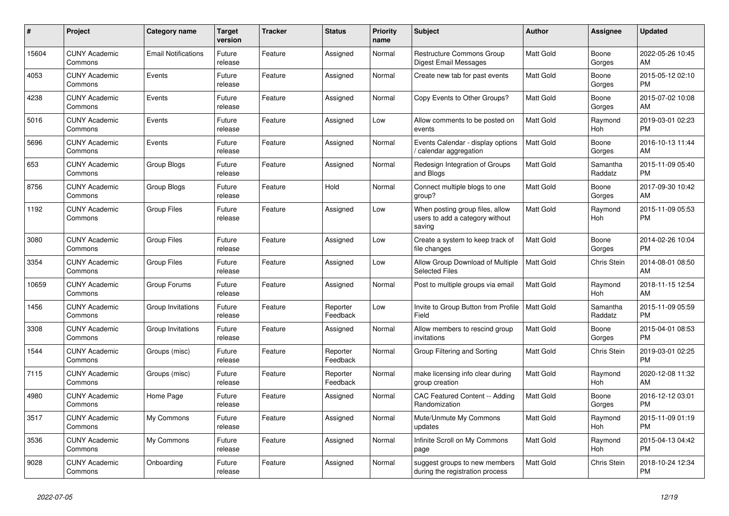| # | Project | Category name | Target version | Tracker | Status | Priority name | Subject | Author | Assignee | Updated |
|---|---|---|---|---|---|---|---|---|---|---|
| 15604 | CUNY Academic Commons | Email Notifications | Future release | Feature | Assigned | Normal | Restructure Commons Group Digest Email Messages | Matt Gold | Boone Gorges | 2022-05-26 10:45 AM |
| 4053 | CUNY Academic Commons | Events | Future release | Feature | Assigned | Normal | Create new tab for past events | Matt Gold | Boone Gorges | 2015-05-12 02:10 PM |
| 4238 | CUNY Academic Commons | Events | Future release | Feature | Assigned | Normal | Copy Events to Other Groups? | Matt Gold | Boone Gorges | 2015-07-02 10:08 AM |
| 5016 | CUNY Academic Commons | Events | Future release | Feature | Assigned | Low | Allow comments to be posted on events | Matt Gold | Raymond Hoh | 2019-03-01 02:23 PM |
| 5696 | CUNY Academic Commons | Events | Future release | Feature | Assigned | Normal | Events Calendar - display options / calendar aggregation | Matt Gold | Boone Gorges | 2016-10-13 11:44 AM |
| 653 | CUNY Academic Commons | Group Blogs | Future release | Feature | Assigned | Normal | Redesign Integration of Groups and Blogs | Matt Gold | Samantha Raddatz | 2015-11-09 05:40 PM |
| 8756 | CUNY Academic Commons | Group Blogs | Future release | Feature | Hold | Normal | Connect multiple blogs to one group? | Matt Gold | Boone Gorges | 2017-09-30 10:42 AM |
| 1192 | CUNY Academic Commons | Group Files | Future release | Feature | Assigned | Low | When posting group files, allow users to add a category without saving | Matt Gold | Raymond Hoh | 2015-11-09 05:53 PM |
| 3080 | CUNY Academic Commons | Group Files | Future release | Feature | Assigned | Low | Create a system to keep track of file changes | Matt Gold | Boone Gorges | 2014-02-26 10:04 PM |
| 3354 | CUNY Academic Commons | Group Files | Future release | Feature | Assigned | Low | Allow Group Download of Multiple Selected Files | Matt Gold | Chris Stein | 2014-08-01 08:50 AM |
| 10659 | CUNY Academic Commons | Group Forums | Future release | Feature | Assigned | Normal | Post to multiple groups via email | Matt Gold | Raymond Hoh | 2018-11-15 12:54 AM |
| 1456 | CUNY Academic Commons | Group Invitations | Future release | Feature | Reporter Feedback | Low | Invite to Group Button from Profile Field | Matt Gold | Samantha Raddatz | 2015-11-09 05:59 PM |
| 3308 | CUNY Academic Commons | Group Invitations | Future release | Feature | Assigned | Normal | Allow members to rescind group invitations | Matt Gold | Boone Gorges | 2015-04-01 08:53 PM |
| 1544 | CUNY Academic Commons | Groups (misc) | Future release | Feature | Reporter Feedback | Normal | Group Filtering and Sorting | Matt Gold | Chris Stein | 2019-03-01 02:25 PM |
| 7115 | CUNY Academic Commons | Groups (misc) | Future release | Feature | Reporter Feedback | Normal | make licensing info clear during group creation | Matt Gold | Raymond Hoh | 2020-12-08 11:32 AM |
| 4980 | CUNY Academic Commons | Home Page | Future release | Feature | Assigned | Normal | CAC Featured Content -- Adding Randomization | Matt Gold | Boone Gorges | 2016-12-12 03:01 PM |
| 3517 | CUNY Academic Commons | My Commons | Future release | Feature | Assigned | Normal | Mute/Unmute My Commons updates | Matt Gold | Raymond Hoh | 2015-11-09 01:19 PM |
| 3536 | CUNY Academic Commons | My Commons | Future release | Feature | Assigned | Normal | Infinite Scroll on My Commons page | Matt Gold | Raymond Hoh | 2015-04-13 04:42 PM |
| 9028 | CUNY Academic Commons | Onboarding | Future release | Feature | Assigned | Normal | suggest groups to new members during the registration process | Matt Gold | Chris Stein | 2018-10-24 12:34 PM |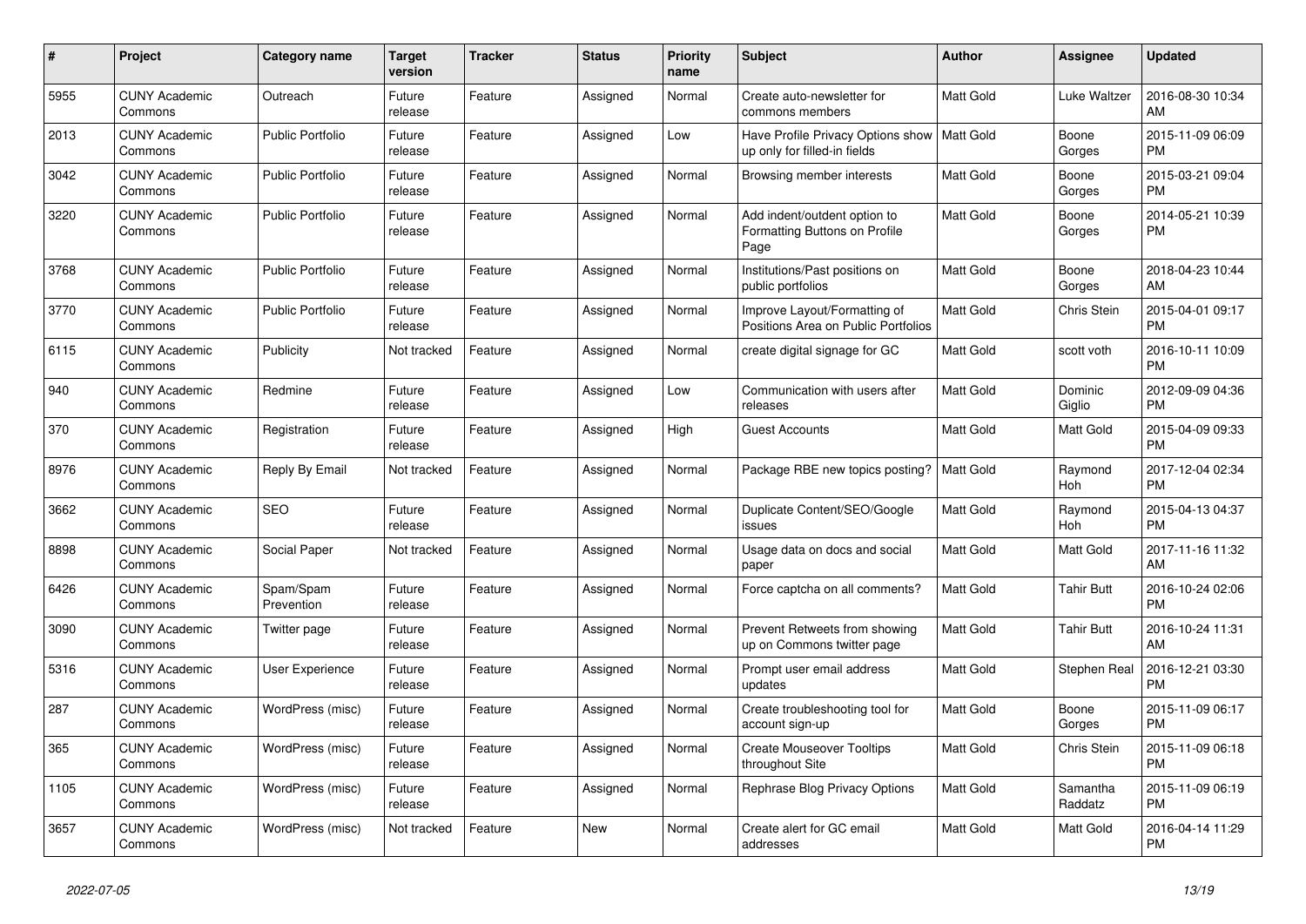| # | Project | Category name | Target version | Tracker | Status | Priority name | Subject | Author | Assignee | Updated |
|---|---|---|---|---|---|---|---|---|---|---|
| 5955 | CUNY Academic Commons | Outreach | Future release | Feature | Assigned | Normal | Create auto-newsletter for commons members | Matt Gold | Luke Waltzer | 2016-08-30 10:34 AM |
| 2013 | CUNY Academic Commons | Public Portfolio | Future release | Feature | Assigned | Low | Have Profile Privacy Options show up only for filled-in fields | Matt Gold | Boone Gorges | 2015-11-09 06:09 PM |
| 3042 | CUNY Academic Commons | Public Portfolio | Future release | Feature | Assigned | Normal | Browsing member interests | Matt Gold | Boone Gorges | 2015-03-21 09:04 PM |
| 3220 | CUNY Academic Commons | Public Portfolio | Future release | Feature | Assigned | Normal | Add indent/outdent option to Formatting Buttons on Profile Page | Matt Gold | Boone Gorges | 2014-05-21 10:39 PM |
| 3768 | CUNY Academic Commons | Public Portfolio | Future release | Feature | Assigned | Normal | Institutions/Past positions on public portfolios | Matt Gold | Boone Gorges | 2018-04-23 10:44 AM |
| 3770 | CUNY Academic Commons | Public Portfolio | Future release | Feature | Assigned | Normal | Improve Layout/Formatting of Positions Area on Public Portfolios | Matt Gold | Chris Stein | 2015-04-01 09:17 PM |
| 6115 | CUNY Academic Commons | Publicity | Not tracked | Feature | Assigned | Normal | create digital signage for GC | Matt Gold | scott voth | 2016-10-11 10:09 PM |
| 940 | CUNY Academic Commons | Redmine | Future release | Feature | Assigned | Low | Communication with users after releases | Matt Gold | Dominic Giglio | 2012-09-09 04:36 PM |
| 370 | CUNY Academic Commons | Registration | Future release | Feature | Assigned | High | Guest Accounts | Matt Gold | Matt Gold | 2015-04-09 09:33 PM |
| 8976 | CUNY Academic Commons | Reply By Email | Not tracked | Feature | Assigned | Normal | Package RBE new topics posting? | Matt Gold | Raymond Hoh | 2017-12-04 02:34 PM |
| 3662 | CUNY Academic Commons | SEO | Future release | Feature | Assigned | Normal | Duplicate Content/SEO/Google issues | Matt Gold | Raymond Hoh | 2015-04-13 04:37 PM |
| 8898 | CUNY Academic Commons | Social Paper | Not tracked | Feature | Assigned | Normal | Usage data on docs and social paper | Matt Gold | Matt Gold | 2017-11-16 11:32 AM |
| 6426 | CUNY Academic Commons | Spam/Spam Prevention | Future release | Feature | Assigned | Normal | Force captcha on all comments? | Matt Gold | Tahir Butt | 2016-10-24 02:06 PM |
| 3090 | CUNY Academic Commons | Twitter page | Future release | Feature | Assigned | Normal | Prevent Retweets from showing up on Commons twitter page | Matt Gold | Tahir Butt | 2016-10-24 11:31 AM |
| 5316 | CUNY Academic Commons | User Experience | Future release | Feature | Assigned | Normal | Prompt user email address updates | Matt Gold | Stephen Real | 2016-12-21 03:30 PM |
| 287 | CUNY Academic Commons | WordPress (misc) | Future release | Feature | Assigned | Normal | Create troubleshooting tool for account sign-up | Matt Gold | Boone Gorges | 2015-11-09 06:17 PM |
| 365 | CUNY Academic Commons | WordPress (misc) | Future release | Feature | Assigned | Normal | Create Mouseover Tooltips throughout Site | Matt Gold | Chris Stein | 2015-11-09 06:18 PM |
| 1105 | CUNY Academic Commons | WordPress (misc) | Future release | Feature | Assigned | Normal | Rephrase Blog Privacy Options | Matt Gold | Samantha Raddatz | 2015-11-09 06:19 PM |
| 3657 | CUNY Academic Commons | WordPress (misc) | Not tracked | Feature | New | Normal | Create alert for GC email addresses | Matt Gold | Matt Gold | 2016-04-14 11:29 PM |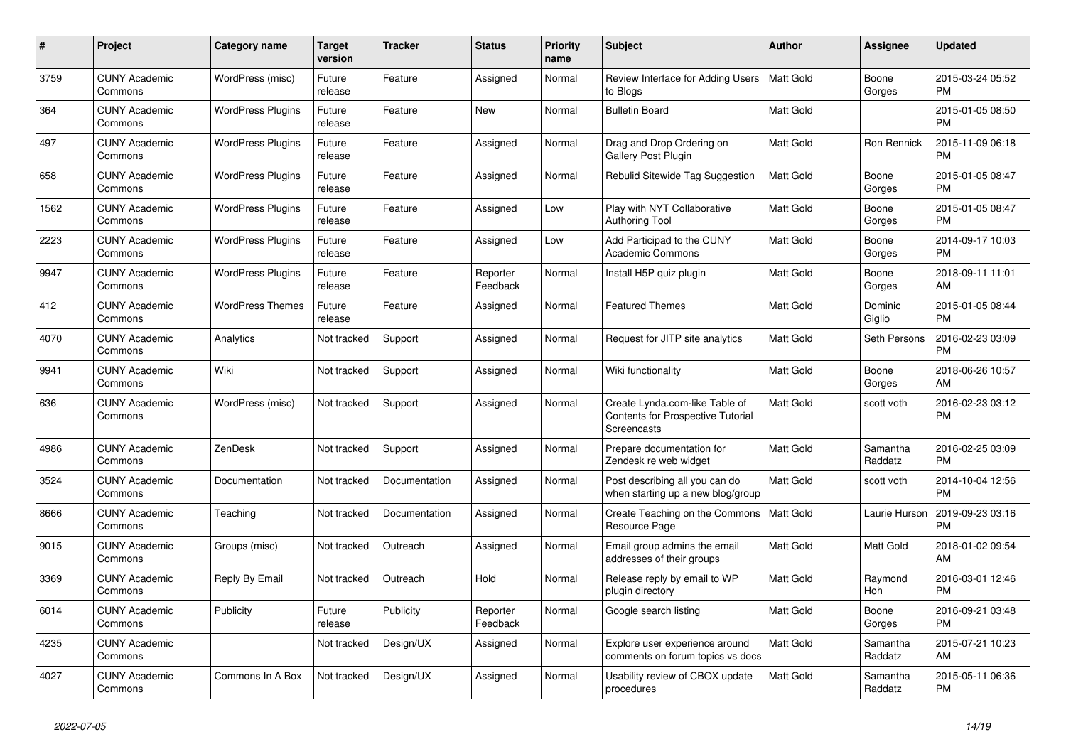| # | Project | Category name | Target version | Tracker | Status | Priority name | Subject | Author | Assignee | Updated |
|---|---|---|---|---|---|---|---|---|---|---|
| 3759 | CUNY Academic Commons | WordPress (misc) | Future release | Feature | Assigned | Normal | Review Interface for Adding Users to Blogs | Matt Gold | Boone Gorges | 2015-03-24 05:52 PM |
| 364 | CUNY Academic Commons | WordPress Plugins | Future release | Feature | New | Normal | Bulletin Board | Matt Gold | | 2015-01-05 08:50 PM |
| 497 | CUNY Academic Commons | WordPress Plugins | Future release | Feature | Assigned | Normal | Drag and Drop Ordering on Gallery Post Plugin | Matt Gold | Ron Rennick | 2015-11-09 06:18 PM |
| 658 | CUNY Academic Commons | WordPress Plugins | Future release | Feature | Assigned | Normal | Rebulid Sitewide Tag Suggestion | Matt Gold | Boone Gorges | 2015-01-05 08:47 PM |
| 1562 | CUNY Academic Commons | WordPress Plugins | Future release | Feature | Assigned | Low | Play with NYT Collaborative Authoring Tool | Matt Gold | Boone Gorges | 2015-01-05 08:47 PM |
| 2223 | CUNY Academic Commons | WordPress Plugins | Future release | Feature | Assigned | Low | Add Participad to the CUNY Academic Commons | Matt Gold | Boone Gorges | 2014-09-17 10:03 PM |
| 9947 | CUNY Academic Commons | WordPress Plugins | Future release | Feature | Reporter Feedback | Normal | Install H5P quiz plugin | Matt Gold | Boone Gorges | 2018-09-11 11:01 AM |
| 412 | CUNY Academic Commons | WordPress Themes | Future release | Feature | Assigned | Normal | Featured Themes | Matt Gold | Dominic Giglio | 2015-01-05 08:44 PM |
| 4070 | CUNY Academic Commons | Analytics | Not tracked | Support | Assigned | Normal | Request for JITP site analytics | Matt Gold | Seth Persons | 2016-02-23 03:09 PM |
| 9941 | CUNY Academic Commons | Wiki | Not tracked | Support | Assigned | Normal | Wiki functionality | Matt Gold | Boone Gorges | 2018-06-26 10:57 AM |
| 636 | CUNY Academic Commons | WordPress (misc) | Not tracked | Support | Assigned | Normal | Create Lynda.com-like Table of Contents for Prospective Tutorial Screencasts | Matt Gold | scott voth | 2016-02-23 03:12 PM |
| 4986 | CUNY Academic Commons | ZenDesk | Not tracked | Support | Assigned | Normal | Prepare documentation for Zendesk re web widget | Matt Gold | Samantha Raddatz | 2016-02-25 03:09 PM |
| 3524 | CUNY Academic Commons | Documentation | Not tracked | Documentation | Assigned | Normal | Post describing all you can do when starting up a new blog/group | Matt Gold | scott voth | 2014-10-04 12:56 PM |
| 8666 | CUNY Academic Commons | Teaching | Not tracked | Documentation | Assigned | Normal | Create Teaching on the Commons Resource Page | Matt Gold | Laurie Hurson | 2019-09-23 03:16 PM |
| 9015 | CUNY Academic Commons | Groups (misc) | Not tracked | Outreach | Assigned | Normal | Email group admins the email addresses of their groups | Matt Gold | Matt Gold | 2018-01-02 09:54 AM |
| 3369 | CUNY Academic Commons | Reply By Email | Not tracked | Outreach | Hold | Normal | Release reply by email to WP plugin directory | Matt Gold | Raymond Hoh | 2016-03-01 12:46 PM |
| 6014 | CUNY Academic Commons | Publicity | Future release | Publicity | Reporter Feedback | Normal | Google search listing | Matt Gold | Boone Gorges | 2016-09-21 03:48 PM |
| 4235 | CUNY Academic Commons | | Not tracked | Design/UX | Assigned | Normal | Explore user experience around comments on forum topics vs docs | Matt Gold | Samantha Raddatz | 2015-07-21 10:23 AM |
| 4027 | CUNY Academic Commons | Commons In A Box | Not tracked | Design/UX | Assigned | Normal | Usability review of CBOX update procedures | Matt Gold | Samantha Raddatz | 2015-05-11 06:36 PM |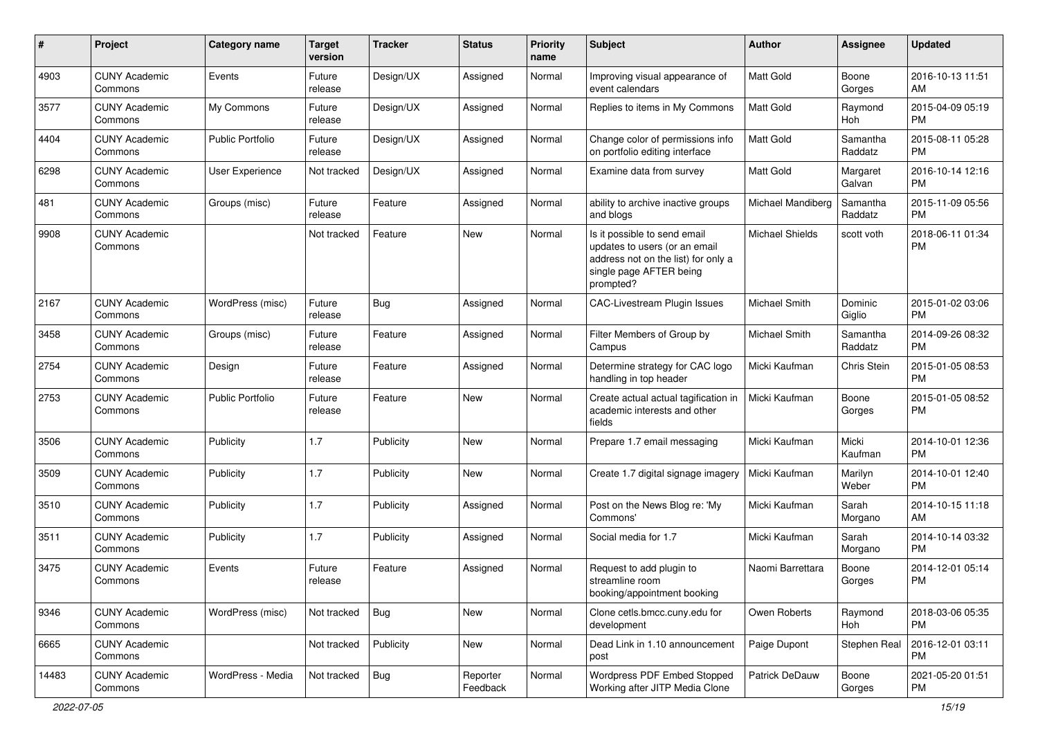| # | Project | Category name | Target version | Tracker | Status | Priority name | Subject | Author | Assignee | Updated |
|---|---|---|---|---|---|---|---|---|---|---|
| 4903 | CUNY Academic Commons | Events | Future release | Design/UX | Assigned | Normal | Improving visual appearance of event calendars | Matt Gold | Boone Gorges | 2016-10-13 11:51 AM |
| 3577 | CUNY Academic Commons | My Commons | Future release | Design/UX | Assigned | Normal | Replies to items in My Commons | Matt Gold | Raymond Hoh | 2015-04-09 05:19 PM |
| 4404 | CUNY Academic Commons | Public Portfolio | Future release | Design/UX | Assigned | Normal | Change color of permissions info on portfolio editing interface | Matt Gold | Samantha Raddatz | 2015-08-11 05:28 PM |
| 6298 | CUNY Academic Commons | User Experience | Not tracked | Design/UX | Assigned | Normal | Examine data from survey | Matt Gold | Margaret Galvan | 2016-10-14 12:16 PM |
| 481 | CUNY Academic Commons | Groups (misc) | Future release | Feature | Assigned | Normal | ability to archive inactive groups and blogs | Michael Mandiberg | Samantha Raddatz | 2015-11-09 05:56 PM |
| 9908 | CUNY Academic Commons | | Not tracked | Feature | New | Normal | Is it possible to send email updates to users (or an email address not on the list) for only a single page AFTER being prompted? | Michael Shields | scott voth | 2018-06-11 01:34 PM |
| 2167 | CUNY Academic Commons | WordPress (misc) | Future release | Bug | Assigned | Normal | CAC-Livestream Plugin Issues | Michael Smith | Dominic Giglio | 2015-01-02 03:06 PM |
| 3458 | CUNY Academic Commons | Groups (misc) | Future release | Feature | Assigned | Normal | Filter Members of Group by Campus | Michael Smith | Samantha Raddatz | 2014-09-26 08:32 PM |
| 2754 | CUNY Academic Commons | Design | Future release | Feature | Assigned | Normal | Determine strategy for CAC logo handling in top header | Micki Kaufman | Chris Stein | 2015-01-05 08:53 PM |
| 2753 | CUNY Academic Commons | Public Portfolio | Future release | Feature | New | Normal | Create actual actual tagification in academic interests and other fields | Micki Kaufman | Boone Gorges | 2015-01-05 08:52 PM |
| 3506 | CUNY Academic Commons | Publicity | 1.7 | Publicity | New | Normal | Prepare 1.7 email messaging | Micki Kaufman | Micki Kaufman | 2014-10-01 12:36 PM |
| 3509 | CUNY Academic Commons | Publicity | 1.7 | Publicity | New | Normal | Create 1.7 digital signage imagery | Micki Kaufman | Marilyn Weber | 2014-10-01 12:40 PM |
| 3510 | CUNY Academic Commons | Publicity | 1.7 | Publicity | Assigned | Normal | Post on the News Blog re: 'My Commons' | Micki Kaufman | Sarah Morgano | 2014-10-15 11:18 AM |
| 3511 | CUNY Academic Commons | Publicity | 1.7 | Publicity | Assigned | Normal | Social media for 1.7 | Micki Kaufman | Sarah Morgano | 2014-10-14 03:32 PM |
| 3475 | CUNY Academic Commons | Events | Future release | Feature | Assigned | Normal | Request to add plugin to streamline room booking/appointment booking | Naomi Barrettara | Boone Gorges | 2014-12-01 05:14 PM |
| 9346 | CUNY Academic Commons | WordPress (misc) | Not tracked | Bug | New | Normal | Clone cetls.bmcc.cuny.edu for development | Owen Roberts | Raymond Hoh | 2018-03-06 05:35 PM |
| 6665 | CUNY Academic Commons | | Not tracked | Publicity | New | Normal | Dead Link in 1.10 announcement post | Paige Dupont | Stephen Real | 2016-12-01 03:11 PM |
| 14483 | CUNY Academic Commons | WordPress - Media | Not tracked | Bug | Reporter Feedback | Normal | Wordpress PDF Embed Stopped Working after JITP Media Clone | Patrick DeDauw | Boone Gorges | 2021-05-20 01:51 PM |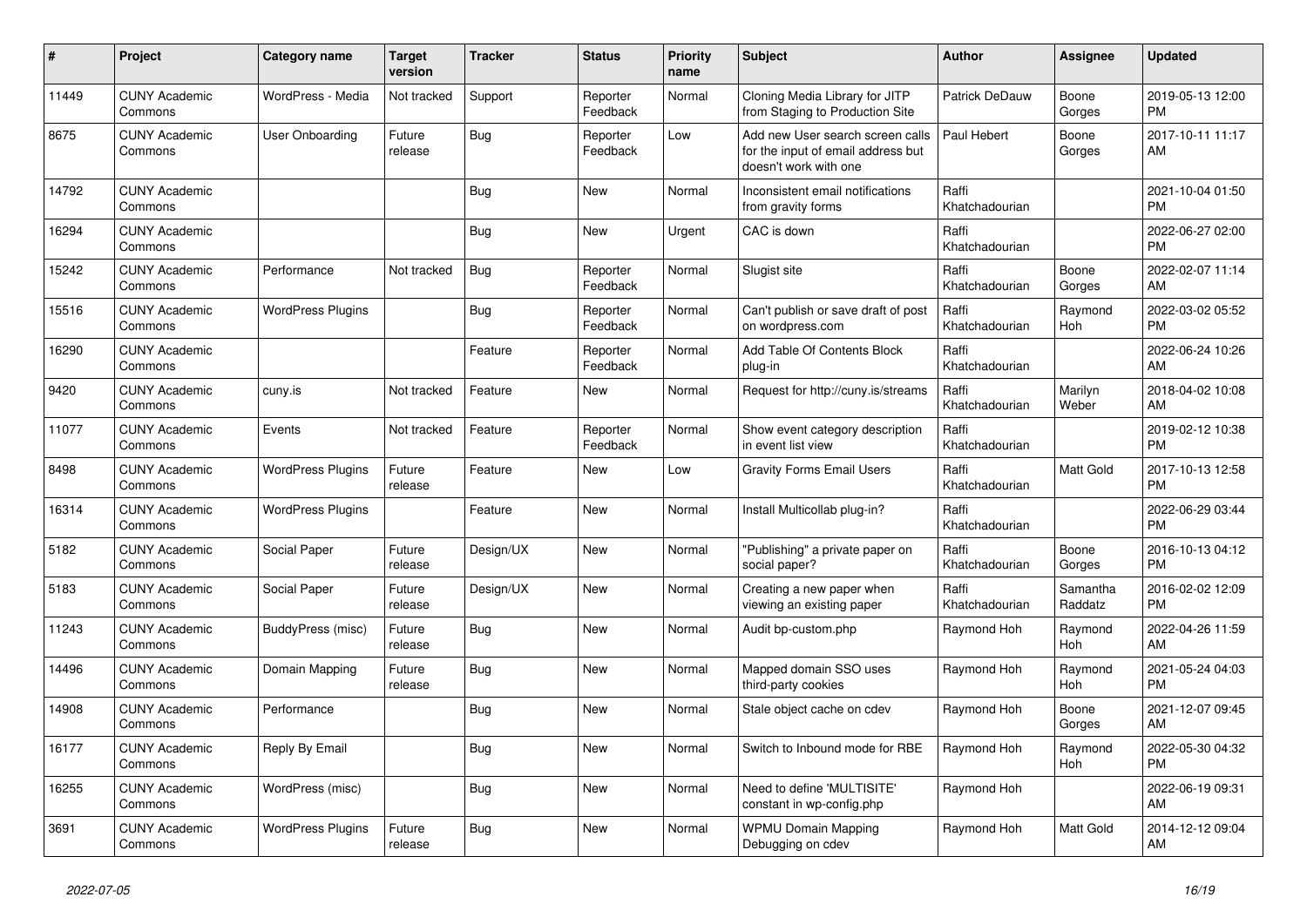| # | Project | Category name | Target version | Tracker | Status | Priority name | Subject | Author | Assignee | Updated |
|---|---|---|---|---|---|---|---|---|---|---|
| 11449 | CUNY Academic Commons | WordPress - Media | Not tracked | Support | Reporter Feedback | Normal | Cloning Media Library for JITP from Staging to Production Site | Patrick DeDauw | Boone Gorges | 2019-05-13 12:00 PM |
| 8675 | CUNY Academic Commons | User Onboarding | Future release | Bug | Reporter Feedback | Low | Add new User search screen calls for the input of email address but doesn't work with one | Paul Hebert | Boone Gorges | 2017-10-11 11:17 AM |
| 14792 | CUNY Academic Commons | | | Bug | New | Normal | Inconsistent email notifications from gravity forms | Raffi Khatchadourian | | 2021-10-04 01:50 PM |
| 16294 | CUNY Academic Commons | | | Bug | New | Urgent | CAC is down | Raffi Khatchadourian | | 2022-06-27 02:00 PM |
| 15242 | CUNY Academic Commons | Performance | Not tracked | Bug | Reporter Feedback | Normal | Slugist site | Raffi Khatchadourian | Boone Gorges | 2022-02-07 11:14 AM |
| 15516 | CUNY Academic Commons | WordPress Plugins | | Bug | Reporter Feedback | Normal | Can't publish or save draft of post on wordpress.com | Raffi Khatchadourian | Raymond Hoh | 2022-03-02 05:52 PM |
| 16290 | CUNY Academic Commons | | | Feature | Reporter Feedback | Normal | Add Table Of Contents Block plug-in | Raffi Khatchadourian | | 2022-06-24 10:26 AM |
| 9420 | CUNY Academic Commons | cuny.is | Not tracked | Feature | New | Normal | Request for http://cuny.is/streams | Raffi Khatchadourian | Marilyn Weber | 2018-04-02 10:08 AM |
| 11077 | CUNY Academic Commons | Events | Not tracked | Feature | Reporter Feedback | Normal | Show event category description in event list view | Raffi Khatchadourian | | 2019-02-12 10:38 PM |
| 8498 | CUNY Academic Commons | WordPress Plugins | Future release | Feature | New | Low | Gravity Forms Email Users | Raffi Khatchadourian | Matt Gold | 2017-10-13 12:58 PM |
| 16314 | CUNY Academic Commons | WordPress Plugins | | Feature | New | Normal | Install Multicollab plug-in? | Raffi Khatchadourian | | 2022-06-29 03:44 PM |
| 5182 | CUNY Academic Commons | Social Paper | Future release | Design/UX | New | Normal | "Publishing" a private paper on social paper? | Raffi Khatchadourian | Boone Gorges | 2016-10-13 04:12 PM |
| 5183 | CUNY Academic Commons | Social Paper | Future release | Design/UX | New | Normal | Creating a new paper when viewing an existing paper | Raffi Khatchadourian | Samantha Raddatz | 2016-02-02 12:09 PM |
| 11243 | CUNY Academic Commons | BuddyPress (misc) | Future release | Bug | New | Normal | Audit bp-custom.php | Raymond Hoh | Raymond Hoh | 2022-04-26 11:59 AM |
| 14496 | CUNY Academic Commons | Domain Mapping | Future release | Bug | New | Normal | Mapped domain SSO uses third-party cookies | Raymond Hoh | Raymond Hoh | 2021-05-24 04:03 PM |
| 14908 | CUNY Academic Commons | Performance | | Bug | New | Normal | Stale object cache on cdev | Raymond Hoh | Boone Gorges | 2021-12-07 09:45 AM |
| 16177 | CUNY Academic Commons | Reply By Email | | Bug | New | Normal | Switch to Inbound mode for RBE | Raymond Hoh | Raymond Hoh | 2022-05-30 04:32 PM |
| 16255 | CUNY Academic Commons | WordPress (misc) | | Bug | New | Normal | Need to define 'MULTISITE' constant in wp-config.php | Raymond Hoh | | 2022-06-19 09:31 AM |
| 3691 | CUNY Academic Commons | WordPress Plugins | Future release | Bug | New | Normal | WPMU Domain Mapping Debugging on cdev | Raymond Hoh | Matt Gold | 2014-12-12 09:04 AM |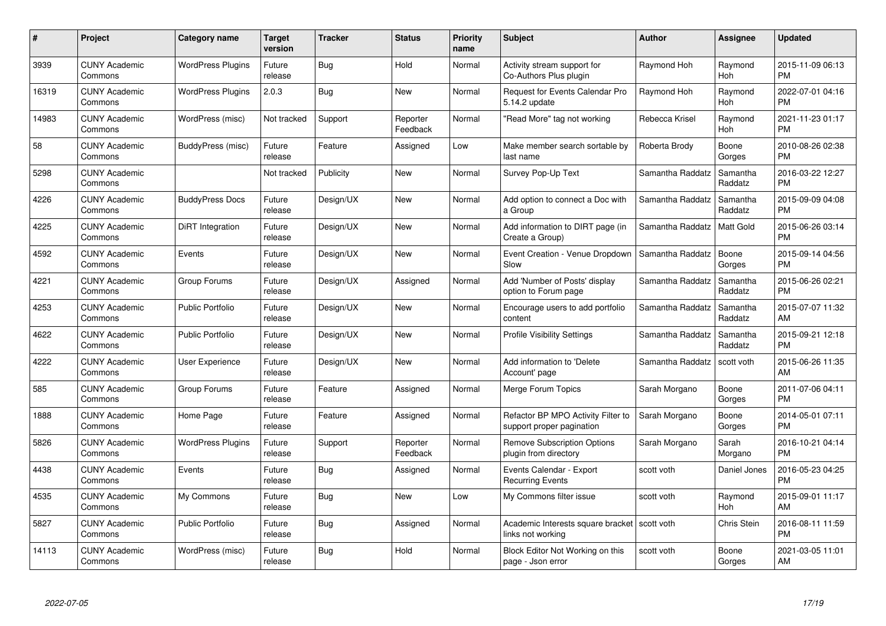| # | Project | Category name | Target version | Tracker | Status | Priority name | Subject | Author | Assignee | Updated |
|---|---|---|---|---|---|---|---|---|---|---|
| 3939 | CUNY Academic Commons | WordPress Plugins | Future release | Bug | Hold | Normal | Activity stream support for Co-Authors Plus plugin | Raymond Hoh | Raymond Hoh | 2015-11-09 06:13 PM |
| 16319 | CUNY Academic Commons | WordPress Plugins | 2.0.3 | Bug | New | Normal | Request for Events Calendar Pro 5.14.2 update | Raymond Hoh | Raymond Hoh | 2022-07-01 04:16 PM |
| 14983 | CUNY Academic Commons | WordPress (misc) | Not tracked | Support | Reporter Feedback | Normal | "Read More" tag not working | Rebecca Krisel | Raymond Hoh | 2021-11-23 01:17 PM |
| 58 | CUNY Academic Commons | BuddyPress (misc) | Future release | Feature | Assigned | Low | Make member search sortable by last name | Roberta Brody | Boone Gorges | 2010-08-26 02:38 PM |
| 5298 | CUNY Academic Commons | | Not tracked | Publicity | New | Normal | Survey Pop-Up Text | Samantha Raddatz | Samantha Raddatz | 2016-03-22 12:27 PM |
| 4226 | CUNY Academic Commons | BuddyPress Docs | Future release | Design/UX | New | Normal | Add option to connect a Doc with a Group | Samantha Raddatz | Samantha Raddatz | 2015-09-09 04:08 PM |
| 4225 | CUNY Academic Commons | DiRT Integration | Future release | Design/UX | New | Normal | Add information to DIRT page (in Create a Group) | Samantha Raddatz | Matt Gold | 2015-06-26 03:14 PM |
| 4592 | CUNY Academic Commons | Events | Future release | Design/UX | New | Normal | Event Creation - Venue Dropdown Slow | Samantha Raddatz | Boone Gorges | 2015-09-14 04:56 PM |
| 4221 | CUNY Academic Commons | Group Forums | Future release | Design/UX | Assigned | Normal | Add 'Number of Posts' display option to Forum page | Samantha Raddatz | Samantha Raddatz | 2015-06-26 02:21 PM |
| 4253 | CUNY Academic Commons | Public Portfolio | Future release | Design/UX | New | Normal | Encourage users to add portfolio content | Samantha Raddatz | Samantha Raddatz | 2015-07-07 11:32 AM |
| 4622 | CUNY Academic Commons | Public Portfolio | Future release | Design/UX | New | Normal | Profile Visibility Settings | Samantha Raddatz | Samantha Raddatz | 2015-09-21 12:18 PM |
| 4222 | CUNY Academic Commons | User Experience | Future release | Design/UX | New | Normal | Add information to 'Delete Account' page | Samantha Raddatz | scott voth | 2015-06-26 11:35 AM |
| 585 | CUNY Academic Commons | Group Forums | Future release | Feature | Assigned | Normal | Merge Forum Topics | Sarah Morgano | Boone Gorges | 2011-07-06 04:11 PM |
| 1888 | CUNY Academic Commons | Home Page | Future release | Feature | Assigned | Normal | Refactor BP MPO Activity Filter to support proper pagination | Sarah Morgano | Boone Gorges | 2014-05-01 07:11 PM |
| 5826 | CUNY Academic Commons | WordPress Plugins | Future release | Support | Reporter Feedback | Normal | Remove Subscription Options plugin from directory | Sarah Morgano | Sarah Morgano | 2016-10-21 04:14 PM |
| 4438 | CUNY Academic Commons | Events | Future release | Bug | Assigned | Normal | Events Calendar - Export Recurring Events | scott voth | Daniel Jones | 2016-05-23 04:25 PM |
| 4535 | CUNY Academic Commons | My Commons | Future release | Bug | New | Low | My Commons filter issue | scott voth | Raymond Hoh | 2015-09-01 11:17 AM |
| 5827 | CUNY Academic Commons | Public Portfolio | Future release | Bug | Assigned | Normal | Academic Interests square bracket links not working | scott voth | Chris Stein | 2016-08-11 11:59 PM |
| 14113 | CUNY Academic Commons | WordPress (misc) | Future release | Bug | Hold | Normal | Block Editor Not Working on this page - Json error | scott voth | Boone Gorges | 2021-03-05 11:01 AM |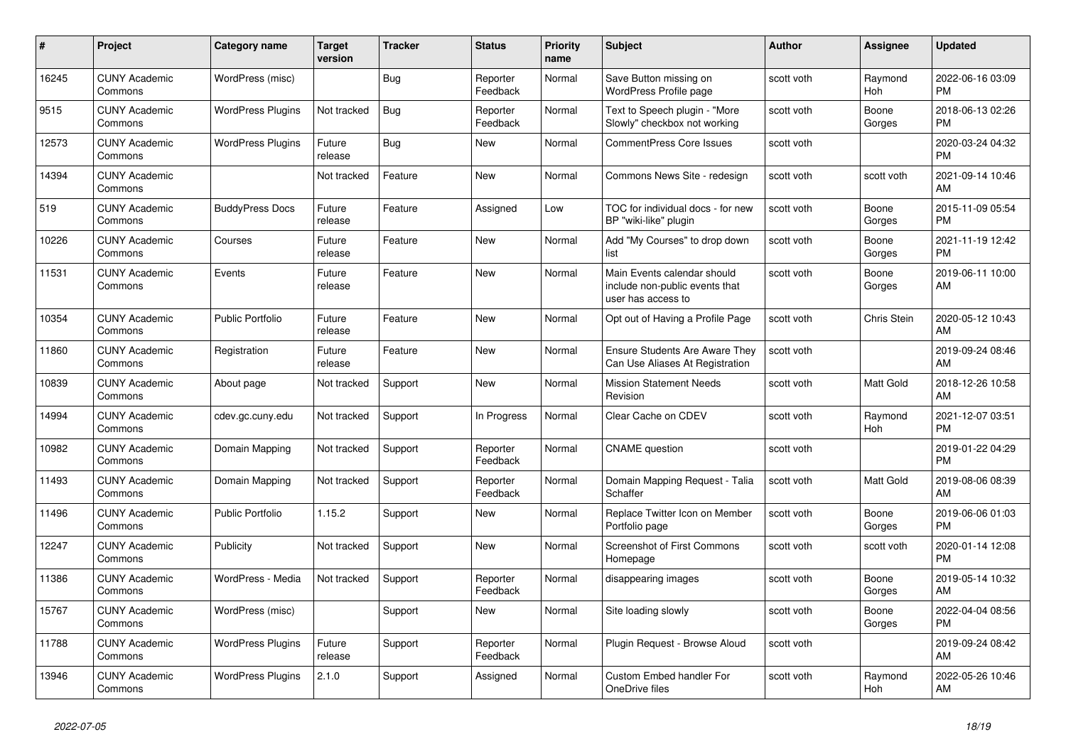| # | Project | Category name | Target version | Tracker | Status | Priority name | Subject | Author | Assignee | Updated |
|---|---|---|---|---|---|---|---|---|---|---|
| 16245 | CUNY Academic Commons | WordPress (misc) | | Bug | Reporter Feedback | Normal | Save Button missing on WordPress Profile page | scott voth | Raymond Hoh | 2022-06-16 03:09 PM |
| 9515 | CUNY Academic Commons | WordPress Plugins | Not tracked | Bug | Reporter Feedback | Normal | Text to Speech plugin - "More Slowly" checkbox not working | scott voth | Boone Gorges | 2018-06-13 02:26 PM |
| 12573 | CUNY Academic Commons | WordPress Plugins | Future release | Bug | New | Normal | CommentPress Core Issues | scott voth | | 2020-03-24 04:32 PM |
| 14394 | CUNY Academic Commons | | Not tracked | Feature | New | Normal | Commons News Site - redesign | scott voth | scott voth | 2021-09-14 10:46 AM |
| 519 | CUNY Academic Commons | BuddyPress Docs | Future release | Feature | Assigned | Low | TOC for individual docs - for new BP "wiki-like" plugin | scott voth | Boone Gorges | 2015-11-09 05:54 PM |
| 10226 | CUNY Academic Commons | Courses | Future release | Feature | New | Normal | Add "My Courses" to drop down list | scott voth | Boone Gorges | 2021-11-19 12:42 PM |
| 11531 | CUNY Academic Commons | Events | Future release | Feature | New | Normal | Main Events calendar should include non-public events that user has access to | scott voth | Boone Gorges | 2019-06-11 10:00 AM |
| 10354 | CUNY Academic Commons | Public Portfolio | Future release | Feature | New | Normal | Opt out of Having a Profile Page | scott voth | Chris Stein | 2020-05-12 10:43 AM |
| 11860 | CUNY Academic Commons | Registration | Future release | Feature | New | Normal | Ensure Students Are Aware They Can Use Aliases At Registration | scott voth | | 2019-09-24 08:46 AM |
| 10839 | CUNY Academic Commons | About page | Not tracked | Support | New | Normal | Mission Statement Needs Revision | scott voth | Matt Gold | 2018-12-26 10:58 AM |
| 14994 | CUNY Academic Commons | cdev.gc.cuny.edu | Not tracked | Support | In Progress | Normal | Clear Cache on CDEV | scott voth | Raymond Hoh | 2021-12-07 03:51 PM |
| 10982 | CUNY Academic Commons | Domain Mapping | Not tracked | Support | Reporter Feedback | Normal | CNAME question | scott voth | | 2019-01-22 04:29 PM |
| 11493 | CUNY Academic Commons | Domain Mapping | Not tracked | Support | Reporter Feedback | Normal | Domain Mapping Request - Talia Schaffer | scott voth | Matt Gold | 2019-08-06 08:39 AM |
| 11496 | CUNY Academic Commons | Public Portfolio | 1.15.2 | Support | New | Normal | Replace Twitter Icon on Member Portfolio page | scott voth | Boone Gorges | 2019-06-06 01:03 PM |
| 12247 | CUNY Academic Commons | Publicity | Not tracked | Support | New | Normal | Screenshot of First Commons Homepage | scott voth | scott voth | 2020-01-14 12:08 PM |
| 11386 | CUNY Academic Commons | WordPress - Media | Not tracked | Support | Reporter Feedback | Normal | disappearing images | scott voth | Boone Gorges | 2019-05-14 10:32 AM |
| 15767 | CUNY Academic Commons | WordPress (misc) | | Support | New | Normal | Site loading slowly | scott voth | Boone Gorges | 2022-04-04 08:56 PM |
| 11788 | CUNY Academic Commons | WordPress Plugins | Future release | Support | Reporter Feedback | Normal | Plugin Request - Browse Aloud | scott voth | | 2019-09-24 08:42 AM |
| 13946 | CUNY Academic Commons | WordPress Plugins | 2.1.0 | Support | Assigned | Normal | Custom Embed handler For OneDrive files | scott voth | Raymond Hoh | 2022-05-26 10:46 AM |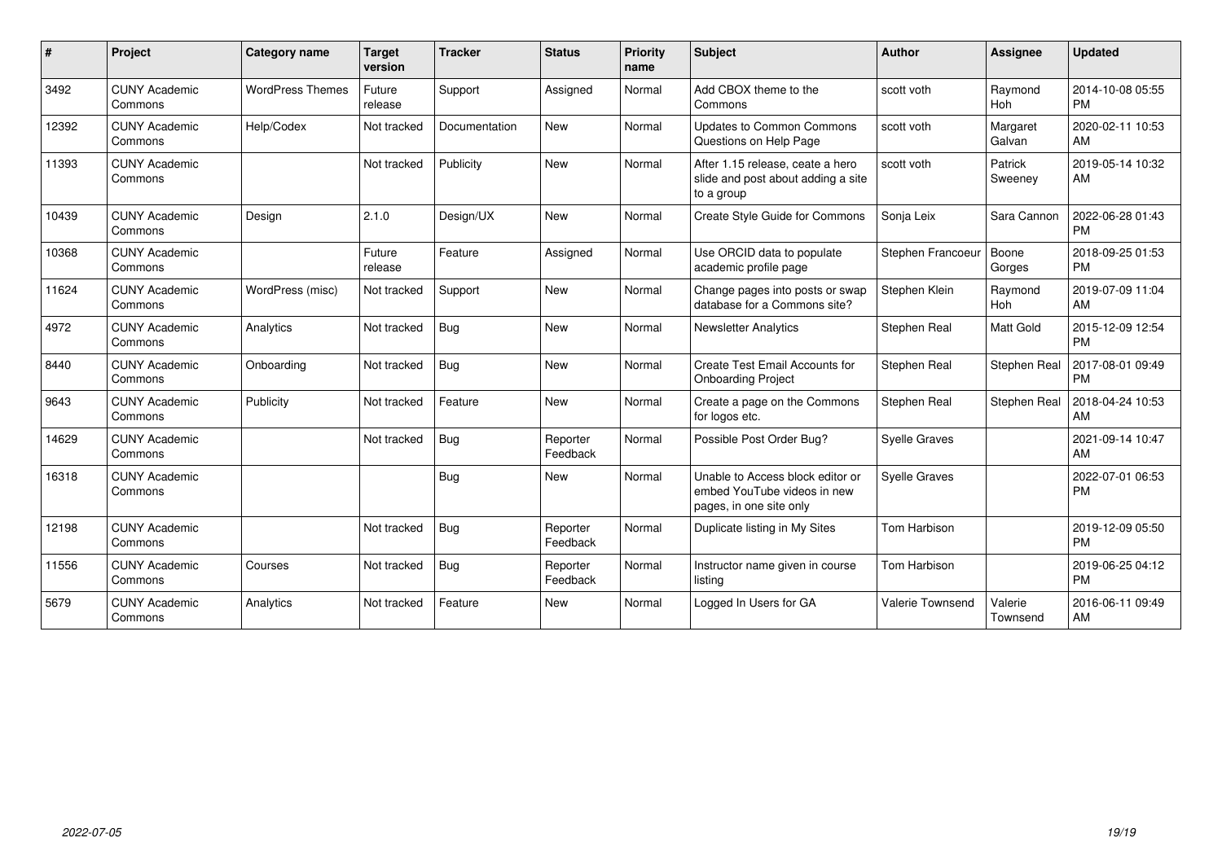| # | Project | Category name | Target version | Tracker | Status | Priority name | Subject | Author | Assignee | Updated |
|---|---|---|---|---|---|---|---|---|---|---|
| 3492 | CUNY Academic Commons | WordPress Themes | Future release | Support | Assigned | Normal | Add CBOX theme to the Commons | scott voth | Raymond Hoh | 2014-10-08 05:55 PM |
| 12392 | CUNY Academic Commons | Help/Codex | Not tracked | Documentation | New | Normal | Updates to Common Commons Questions on Help Page | scott voth | Margaret Galvan | 2020-02-11 10:53 AM |
| 11393 | CUNY Academic Commons | | Not tracked | Publicity | New | Normal | After 1.15 release, ceate a hero slide and post about adding a site to a group | scott voth | Patrick Sweeney | 2019-05-14 10:32 AM |
| 10439 | CUNY Academic Commons | Design | 2.1.0 | Design/UX | New | Normal | Create Style Guide for Commons | Sonja Leix | Sara Cannon | 2022-06-28 01:43 PM |
| 10368 | CUNY Academic Commons | | Future release | Feature | Assigned | Normal | Use ORCID data to populate academic profile page | Stephen Francoeur | Boone Gorges | 2018-09-25 01:53 PM |
| 11624 | CUNY Academic Commons | WordPress (misc) | Not tracked | Support | New | Normal | Change pages into posts or swap database for a Commons site? | Stephen Klein | Raymond Hoh | 2019-07-09 11:04 AM |
| 4972 | CUNY Academic Commons | Analytics | Not tracked | Bug | New | Normal | Newsletter Analytics | Stephen Real | Matt Gold | 2015-12-09 12:54 PM |
| 8440 | CUNY Academic Commons | Onboarding | Not tracked | Bug | New | Normal | Create Test Email Accounts for Onboarding Project | Stephen Real | Stephen Real | 2017-08-01 09:49 PM |
| 9643 | CUNY Academic Commons | Publicity | Not tracked | Feature | New | Normal | Create a page on the Commons for logos etc. | Stephen Real | Stephen Real | 2018-04-24 10:53 AM |
| 14629 | CUNY Academic Commons | | Not tracked | Bug | Reporter Feedback | Normal | Possible Post Order Bug? | Syelle Graves | | 2021-09-14 10:47 AM |
| 16318 | CUNY Academic Commons | | | Bug | New | Normal | Unable to Access block editor or embed YouTube videos in new pages, in one site only | Syelle Graves | | 2022-07-01 06:53 PM |
| 12198 | CUNY Academic Commons | | Not tracked | Bug | Reporter Feedback | Normal | Duplicate listing in My Sites | Tom Harbison | | 2019-12-09 05:50 PM |
| 11556 | CUNY Academic Commons | Courses | Not tracked | Bug | Reporter Feedback | Normal | Instructor name given in course listing | Tom Harbison | | 2019-06-25 04:12 PM |
| 5679 | CUNY Academic Commons | Analytics | Not tracked | Feature | New | Normal | Logged In Users for GA | Valerie Townsend | Valerie Townsend | 2016-06-11 09:49 AM |